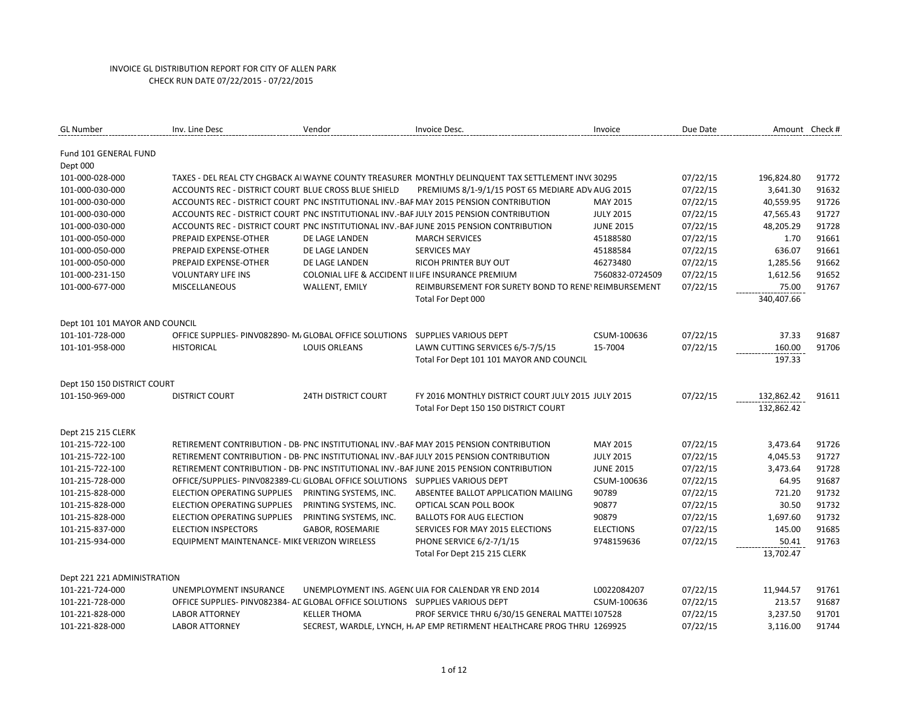INVOICE GL DISTRIBUTION REPORT FOR CITY OF ALLEN PARK
CHECK RUN DATE 07/22/2015 - 07/22/2015

| GL Number | Inv. Line Desc | Vendor | Invoice Desc. | Invoice | Due Date | Amount | Check # |
|---|---|---|---|---|---|---|---|
| Fund 101 GENERAL FUND | | | | | | | |
| Dept 000 | | | | | | | |
| 101-000-028-000 | TAXES - DEL REAL CTY CHGBACK AI | WAYNE COUNTY TREASURER | MONTHLY DELINQUENT TAX SETTLEMENT INV( | 30295 | 07/22/15 | 196,824.80 | 91772 |
| 101-000-030-000 | ACCOUNTS REC - DISTRICT COURT | BLUE CROSS BLUE SHIELD | PREMIUMS 8/1-9/1/15 POST 65 MEDIARE ADV | AUG 2015 | 07/22/15 | 3,641.30 | 91632 |
| 101-000-030-000 | ACCOUNTS REC - DISTRICT COURT | PNC INSTITUTIONAL INV.-BAF | MAY 2015 PENSION CONTRIBUTION | MAY 2015 | 07/22/15 | 40,559.95 | 91726 |
| 101-000-030-000 | ACCOUNTS REC - DISTRICT COURT | PNC INSTITUTIONAL INV.-BAF | JULY 2015 PENSION CONTRIBUTION | JULY 2015 | 07/22/15 | 47,565.43 | 91727 |
| 101-000-030-000 | ACCOUNTS REC - DISTRICT COURT | PNC INSTITUTIONAL INV.-BAF | JUNE 2015 PENSION CONTRIBUTION | JUNE 2015 | 07/22/15 | 48,205.29 | 91728 |
| 101-000-050-000 | PREPAID EXPENSE-OTHER | DE LAGE LANDEN | MARCH SERVICES | 45188580 | 07/22/15 | 1.70 | 91661 |
| 101-000-050-000 | PREPAID EXPENSE-OTHER | DE LAGE LANDEN | SERVICES MAY | 45188584 | 07/22/15 | 636.07 | 91661 |
| 101-000-050-000 | PREPAID EXPENSE-OTHER | DE LAGE LANDEN | RICOH PRINTER BUY OUT | 46273480 | 07/22/15 | 1,285.56 | 91662 |
| 101-000-231-150 | VOLUNTARY LIFE INS | COLONIAL LIFE & ACCIDENT II | LIFE INSURANCE PREMIUM | 7560832-0724509 | 07/22/15 | 1,612.56 | 91652 |
| 101-000-677-000 | MISCELLANEOUS | WALLENT, EMILY | REIMBURSEMENT FOR SURETY BOND TO RENE\ | REIMBURSEMENT | 07/22/15 | 75.00 | 91767 |
| | | | Total For Dept 000 | | | 340,407.66 | |
| Dept 101 101 MAYOR AND COUNCIL | | | | | | | |
| 101-101-728-000 | OFFICE SUPPLIES- PINV082890- M/ | GLOBAL OFFICE SOLUTIONS | SUPPLIES VARIOUS DEPT | CSUM-100636 | 07/22/15 | 37.33 | 91687 |
| 101-101-958-000 | HISTORICAL | LOUIS ORLEANS | LAWN CUTTING SERVICES 6/5-7/5/15 | 15-7004 | 07/22/15 | 160.00 | 91706 |
| | | | Total For Dept 101 101 MAYOR AND COUNCIL | | | 197.33 | |
| Dept 150 150 DISTRICT COURT | | | | | | | |
| 101-150-969-000 | DISTRICT COURT | 24TH DISTRICT COURT | FY 2016 MONTHLY DISTRICT COURT JULY 2015 | JULY 2015 | 07/22/15 | 132,862.42 | 91611 |
| | | | Total For Dept 150 150 DISTRICT COURT | | | 132,862.42 | |
| Dept 215 215 CLERK | | | | | | | |
| 101-215-722-100 | RETIREMENT CONTRIBUTION - DB- | PNC INSTITUTIONAL INV.-BAF | MAY 2015 PENSION CONTRIBUTION | MAY 2015 | 07/22/15 | 3,473.64 | 91726 |
| 101-215-722-100 | RETIREMENT CONTRIBUTION - DB- | PNC INSTITUTIONAL INV.-BAF | JULY 2015 PENSION CONTRIBUTION | JULY 2015 | 07/22/15 | 4,045.53 | 91727 |
| 101-215-722-100 | RETIREMENT CONTRIBUTION - DB- | PNC INSTITUTIONAL INV.-BAF | JUNE 2015 PENSION CONTRIBUTION | JUNE 2015 | 07/22/15 | 3,473.64 | 91728 |
| 101-215-728-000 | OFFICE/SUPPLIES- PINV082389-CL | GLOBAL OFFICE SOLUTIONS | SUPPLIES VARIOUS DEPT | CSUM-100636 | 07/22/15 | 64.95 | 91687 |
| 101-215-828-000 | ELECTION OPERATING SUPPLIES | PRINTING SYSTEMS, INC. | ABSENTEE BALLOT APPLICATION MAILING | 90789 | 07/22/15 | 721.20 | 91732 |
| 101-215-828-000 | ELECTION OPERATING SUPPLIES | PRINTING SYSTEMS, INC. | OPTICAL SCAN POLL BOOK | 90877 | 07/22/15 | 30.50 | 91732 |
| 101-215-828-000 | ELECTION OPERATING SUPPLIES | PRINTING SYSTEMS, INC. | BALLOTS FOR AUG ELECTION | 90879 | 07/22/15 | 1,697.60 | 91732 |
| 101-215-837-000 | ELECTION INSPECTORS | GABOR, ROSEMARIE | SERVICES FOR MAY 2015 ELECTIONS | ELECTIONS | 07/22/15 | 145.00 | 91685 |
| 101-215-934-000 | EQUIPMENT MAINTENANCE- MIKE | VERIZON WIRELESS | PHONE SERVICE 6/2-7/1/15 | 9748159636 | 07/22/15 | 50.41 | 91763 |
| | | | Total For Dept 215 215 CLERK | | | 13,702.47 | |
| Dept 221 221 ADMINISTRATION | | | | | | | |
| 101-221-724-000 | UNEMPLOYMENT INSURANCE | UNEMPLOYMENT INS. AGEN( | UIA FOR CALENDAR YR END 2014 | L0022084207 | 07/22/15 | 11,944.57 | 91761 |
| 101-221-728-000 | OFFICE SUPPLIES- PINV082384- AD | GLOBAL OFFICE SOLUTIONS | SUPPLIES VARIOUS DEPT | CSUM-100636 | 07/22/15 | 213.57 | 91687 |
| 101-221-828-000 | LABOR ATTORNEY | KELLER THOMA | PROF SERVICE THRU 6/30/15 GENERAL MATTE | 107528 | 07/22/15 | 3,237.50 | 91701 |
| 101-221-828-000 | LABOR ATTORNEY | SECREST, WARDLE, LYNCH, H/ | AP EMP RETIRMENT HEALTHCARE PROG THRU | 1269925 | 07/22/15 | 3,116.00 | 91744 |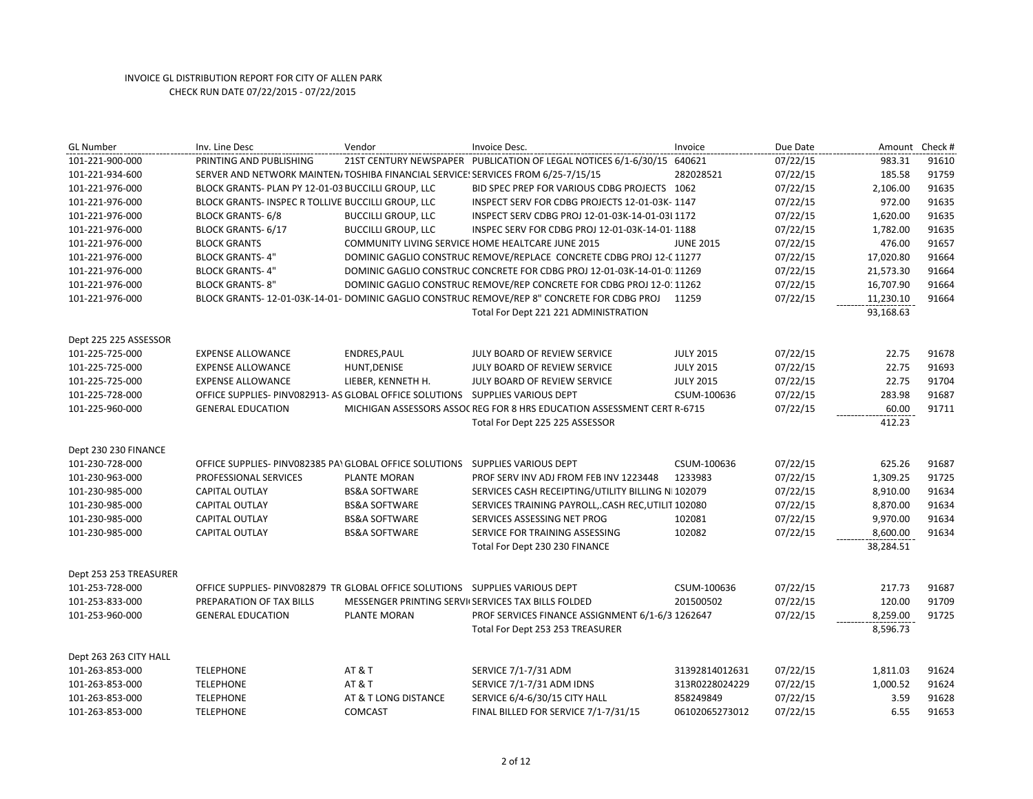INVOICE GL DISTRIBUTION REPORT FOR CITY OF ALLEN PARK
CHECK RUN DATE 07/22/2015 - 07/22/2015

| GL Number | Inv. Line Desc | Vendor | Invoice Desc. | Invoice | Due Date | Amount | Check # |
|---|---|---|---|---|---|---|---|
| 101-221-900-000 | PRINTING AND PUBLISHING | 21ST CENTURY NEWSPAPER | PUBLICATION OF LEGAL NOTICES 6/1-6/30/15 | 640621 | 07/22/15 | 983.31 | 91610 |
| 101-221-934-600 | SERVER AND NETWORK MAINTEN/ | TOSHIBA FINANCIAL SERVICE | SERVICES FROM 6/25-7/15/15 | 282028521 | 07/22/15 | 185.58 | 91759 |
| 101-221-976-000 | BLOCK GRANTS- PLAN PY 12-01-03 | BUCCILLI GROUP, LLC | BID SPEC PREP FOR VARIOUS CDBG PROJECTS | 1062 | 07/22/15 | 2,106.00 | 91635 |
| 101-221-976-000 | BLOCK GRANTS- INSPEC R TOLLIVE | BUCCILLI GROUP, LLC | INSPECT SERV FOR CDBG PROJECTS 12-01-03K- | 1147 | 07/22/15 | 972.00 | 91635 |
| 101-221-976-000 | BLOCK GRANTS- 6/8 | BUCCILLI GROUP, LLC | INSPECT SERV CDBG PROJ 12-01-03K-14-01-03I | 1172 | 07/22/15 | 1,620.00 | 91635 |
| 101-221-976-000 | BLOCK GRANTS- 6/17 | BUCCILLI GROUP, LLC | INSPEC SERV FOR CDBG PROJ 12-01-03K-14-01- | 1188 | 07/22/15 | 1,782.00 | 91635 |
| 101-221-976-000 | BLOCK GRANTS | COMMUNITY LIVING SERVICE | HOME HEALTCARE JUNE 2015 | JUNE 2015 | 07/22/15 | 476.00 | 91657 |
| 101-221-976-000 | BLOCK GRANTS- 4" | DOMINIC GAGLIO CONSTRUC | REMOVE/REPLACE CONCRETE CDBG PROJ 12-( | 11277 | 07/22/15 | 17,020.80 | 91664 |
| 101-221-976-000 | BLOCK GRANTS- 4" | DOMINIC GAGLIO CONSTRUC | CONCRETE FOR CDBG PROJ 12-01-03K-14-01-0 | 11269 | 07/22/15 | 21,573.30 | 91664 |
| 101-221-976-000 | BLOCK GRANTS- 8" | DOMINIC GAGLIO CONSTRUC | REMOVE/REP CONCRETE FOR CDBG PROJ 12-0 | 11262 | 07/22/15 | 16,707.90 | 91664 |
| 101-221-976-000 | BLOCK GRANTS- 12-01-03K-14-01- | DOMINIC GAGLIO CONSTRUC | REMOVE/REP 8" CONCRETE FOR CDBG PROJ | 11259 | 07/22/15 | 11,230.10 | 91664 |
| | | | Total For Dept 221 221 ADMINISTRATION | | | 93,168.63 | |
| Dept 225 225 ASSESSOR | | | | | | | |
| 101-225-725-000 | EXPENSE ALLOWANCE | ENDRES,PAUL | JULY BOARD OF REVIEW SERVICE | JULY 2015 | 07/22/15 | 22.75 | 91678 |
| 101-225-725-000 | EXPENSE ALLOWANCE | HUNT,DENISE | JULY BOARD OF REVIEW SERVICE | JULY 2015 | 07/22/15 | 22.75 | 91693 |
| 101-225-725-000 | EXPENSE ALLOWANCE | LIEBER, KENNETH H. | JULY BOARD OF REVIEW SERVICE | JULY 2015 | 07/22/15 | 22.75 | 91704 |
| 101-225-728-000 | OFFICE SUPPLIES- PINV082913- AS | GLOBAL OFFICE SOLUTIONS | SUPPLIES VARIOUS DEPT | CSUM-100636 | 07/22/15 | 283.98 | 91687 |
| 101-225-960-000 | GENERAL EDUCATION | MICHIGAN ASSESSORS ASSOC | REG FOR 8 HRS EDUCATION ASSESSMENT CERT | R-6715 | 07/22/15 | 60.00 | 91711 |
| | | | Total For Dept 225 225 ASSESSOR | | | 412.23 | |
| Dept 230 230 FINANCE | | | | | | | |
| 101-230-728-000 | OFFICE SUPPLIES- PINV082385 PA\ | GLOBAL OFFICE SOLUTIONS | SUPPLIES VARIOUS DEPT | CSUM-100636 | 07/22/15 | 625.26 | 91687 |
| 101-230-963-000 | PROFESSIONAL SERVICES | PLANTE MORAN | PROF SERV INV ADJ FROM FEB INV 1223448 | 1233983 | 07/22/15 | 1,309.25 | 91725 |
| 101-230-985-000 | CAPITAL OUTLAY | BS&A SOFTWARE | SERVICES CASH RECEIPTING/UTILITY BILLING N | 102079 | 07/22/15 | 8,910.00 | 91634 |
| 101-230-985-000 | CAPITAL OUTLAY | BS&A SOFTWARE | SERVICES TRAINING PAYROLL,.CASH REC,UTILIT | 102080 | 07/22/15 | 8,870.00 | 91634 |
| 101-230-985-000 | CAPITAL OUTLAY | BS&A SOFTWARE | SERVICES ASSESSING NET PROG | 102081 | 07/22/15 | 9,970.00 | 91634 |
| 101-230-985-000 | CAPITAL OUTLAY | BS&A SOFTWARE | SERVICE FOR TRAINING ASSESSING | 102082 | 07/22/15 | 8,600.00 | 91634 |
| | | | Total For Dept 230 230 FINANCE | | | 38,284.51 | |
| Dept 253 253 TREASURER | | | | | | | |
| 101-253-728-000 | OFFICE SUPPLIES- PINV082879 TR | GLOBAL OFFICE SOLUTIONS | SUPPLIES VARIOUS DEPT | CSUM-100636 | 07/22/15 | 217.73 | 91687 |
| 101-253-833-000 | PREPARATION OF TAX BILLS | MESSENGER PRINTING SERVI | SERVICES TAX BILLS FOLDED | 201500502 | 07/22/15 | 120.00 | 91709 |
| 101-253-960-000 | GENERAL EDUCATION | PLANTE MORAN | PROF SERVICES FINANCE ASSIGNMENT 6/1-6/3 | 1262647 | 07/22/15 | 8,259.00 | 91725 |
| | | | Total For Dept 253 253 TREASURER | | | 8,596.73 | |
| Dept 263 263 CITY HALL | | | | | | | |
| 101-263-853-000 | TELEPHONE | AT & T | SERVICE 7/1-7/31 ADM | 31392814012631 | 07/22/15 | 1,811.03 | 91624 |
| 101-263-853-000 | TELEPHONE | AT & T | SERVICE 7/1-7/31 ADM IDNS | 313R0228024229 | 07/22/15 | 1,000.52 | 91624 |
| 101-263-853-000 | TELEPHONE | AT & T LONG DISTANCE | SERVICE 6/4-6/30/15 CITY HALL | 858249849 | 07/22/15 | 3.59 | 91628 |
| 101-263-853-000 | TELEPHONE | COMCAST | FINAL BILLED FOR SERVICE 7/1-7/31/15 | 06102065273012 | 07/22/15 | 6.55 | 91653 |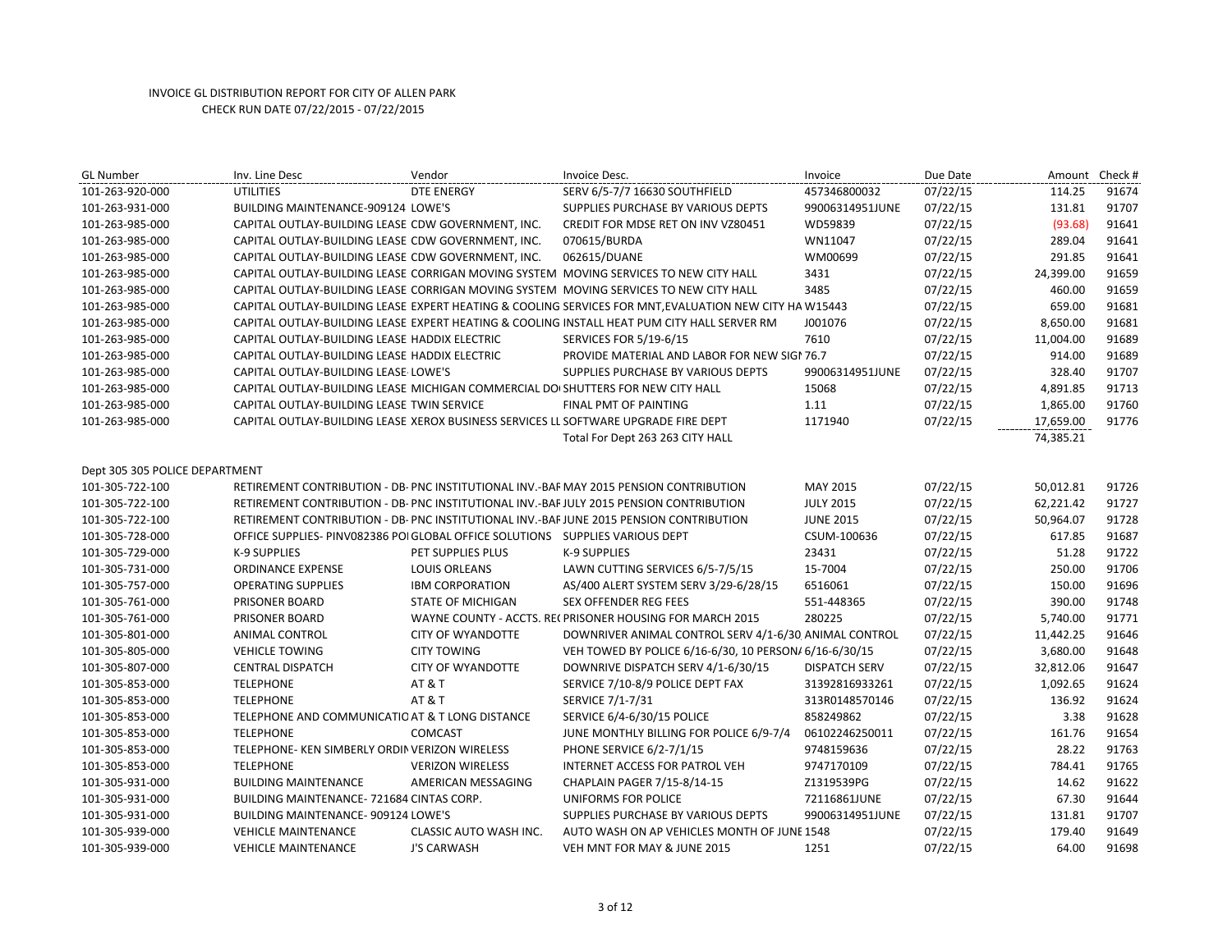# INVOICE GL DISTRIBUTION REPORT FOR CITY OF ALLEN PARK

CHECK RUN DATE 07/22/2015 - 07/22/2015

| GL Number | Inv. Line Desc | Vendor | Invoice Desc. | Invoice | Due Date | Amount | Check # |
|---|---|---|---|---|---|---|---|
| 101-263-920-000 | UTILITIES | DTE ENERGY | SERV 6/5-7/7 16630 SOUTHFIELD | 457346800032 | 07/22/15 | 114.25 | 91674 |
| 101-263-931-000 | BUILDING MAINTENANCE-909124 | LOWE'S | SUPPLIES PURCHASE BY VARIOUS DEPTS | 99006314951JUNE | 07/22/15 | 131.81 | 91707 |
| 101-263-985-000 | CAPITAL OUTLAY-BUILDING LEASE | CDW GOVERNMENT, INC. | CREDIT FOR MDSE RET ON INV VZ80451 | WD59839 | 07/22/15 | (93.68) | 91641 |
| 101-263-985-000 | CAPITAL OUTLAY-BUILDING LEASE | CDW GOVERNMENT, INC. | 070615/BURDA | WN11047 | 07/22/15 | 289.04 | 91641 |
| 101-263-985-000 | CAPITAL OUTLAY-BUILDING LEASE | CDW GOVERNMENT, INC. | 062615/DUANE | WM00699 | 07/22/15 | 291.85 | 91641 |
| 101-263-985-000 | CAPITAL OUTLAY-BUILDING LEASE | CORRIGAN MOVING SYSTEM | MOVING SERVICES TO NEW CITY HALL | 3431 | 07/22/15 | 24,399.00 | 91659 |
| 101-263-985-000 | CAPITAL OUTLAY-BUILDING LEASE | CORRIGAN MOVING SYSTEM | MOVING SERVICES TO NEW CITY HALL | 3485 | 07/22/15 | 460.00 | 91659 |
| 101-263-985-000 | CAPITAL OUTLAY-BUILDING LEASE | EXPERT HEATING & COOLING | SERVICES FOR MNT,EVALUATION NEW CITY HA | W15443 | 07/22/15 | 659.00 | 91681 |
| 101-263-985-000 | CAPITAL OUTLAY-BUILDING LEASE | EXPERT HEATING & COOLING | INSTALL HEAT PUM CITY HALL SERVER RM | J001076 | 07/22/15 | 8,650.00 | 91681 |
| 101-263-985-000 | CAPITAL OUTLAY-BUILDING LEASE | HADDIX ELECTRIC | SERVICES FOR 5/19-6/15 | 7610 | 07/22/15 | 11,004.00 | 91689 |
| 101-263-985-000 | CAPITAL OUTLAY-BUILDING LEASE | HADDIX ELECTRIC | PROVIDE MATERIAL AND LABOR FOR NEW SIGN | 76.7 | 07/22/15 | 914.00 | 91689 |
| 101-263-985-000 | CAPITAL OUTLAY-BUILDING LEASE | LOWE'S | SUPPLIES PURCHASE BY VARIOUS DEPTS | 99006314951JUNE | 07/22/15 | 328.40 | 91707 |
| 101-263-985-000 | CAPITAL OUTLAY-BUILDING LEASE | MICHIGAN COMMERCIAL DO | SHUTTERS FOR NEW CITY HALL | 15068 | 07/22/15 | 4,891.85 | 91713 |
| 101-263-985-000 | CAPITAL OUTLAY-BUILDING LEASE | TWIN SERVICE | FINAL PMT OF PAINTING | 1.11 | 07/22/15 | 1,865.00 | 91760 |
| 101-263-985-000 | CAPITAL OUTLAY-BUILDING LEASE | XEROX BUSINESS SERVICES LL | SOFTWARE UPGRADE FIRE DEPT | 1171940 | 07/22/15 | 17,659.00 | 91776 |
| | | | Total For Dept 263 263 CITY HALL | | | 74,385.21 | |
| | | | | | | | |
| Dept 305 305 POLICE DEPARTMENT | | | | | | | |
| 101-305-722-100 | RETIREMENT CONTRIBUTION - DB- | PNC INSTITUTIONAL INV.-BAF | MAY 2015 PENSION CONTRIBUTION | MAY 2015 | 07/22/15 | 50,012.81 | 91726 |
| 101-305-722-100 | RETIREMENT CONTRIBUTION - DB- | PNC INSTITUTIONAL INV.-BAF | JULY 2015 PENSION CONTRIBUTION | JULY 2015 | 07/22/15 | 62,221.42 | 91727 |
| 101-305-722-100 | RETIREMENT CONTRIBUTION - DB- | PNC INSTITUTIONAL INV.-BAF | JUNE 2015 PENSION CONTRIBUTION | JUNE 2015 | 07/22/15 | 50,964.07 | 91728 |
| 101-305-728-000 | OFFICE SUPPLIES- PINV082386 POI | GLOBAL OFFICE SOLUTIONS | SUPPLIES VARIOUS DEPT | CSUM-100636 | 07/22/15 | 617.85 | 91687 |
| 101-305-729-000 | K-9 SUPPLIES | PET SUPPLIES PLUS | K-9 SUPPLIES | 23431 | 07/22/15 | 51.28 | 91722 |
| 101-305-731-000 | ORDINANCE EXPENSE | LOUIS ORLEANS | LAWN CUTTING SERVICES 6/5-7/5/15 | 15-7004 | 07/22/15 | 250.00 | 91706 |
| 101-305-757-000 | OPERATING SUPPLIES | IBM CORPORATION | AS/400 ALERT SYSTEM SERV 3/29-6/28/15 | 6516061 | 07/22/15 | 150.00 | 91696 |
| 101-305-761-000 | PRISONER BOARD | STATE OF MICHIGAN | SEX OFFENDER REG FEES | 551-448365 | 07/22/15 | 390.00 | 91748 |
| 101-305-761-000 | PRISONER BOARD | WAYNE COUNTY - ACCTS. RE( | PRISONER HOUSING FOR MARCH 2015 | 280225 | 07/22/15 | 5,740.00 | 91771 |
| 101-305-801-000 | ANIMAL CONTROL | CITY OF WYANDOTTE | DOWNRIVER ANIMAL CONTROL SERV 4/1-6/30 | ANIMAL CONTROL | 07/22/15 | 11,442.25 | 91646 |
| 101-305-805-000 | VEHICLE TOWING | CITY TOWING | VEH TOWED BY POLICE 6/16-6/30, 10 PERSON/ | 6/16-6/30/15 | 07/22/15 | 3,680.00 | 91648 |
| 101-305-807-000 | CENTRAL DISPATCH | CITY OF WYANDOTTE | DOWNRIVE DISPATCH SERV 4/1-6/30/15 | DISPATCH SERV | 07/22/15 | 32,812.06 | 91647 |
| 101-305-853-000 | TELEPHONE | AT & T | SERVICE 7/10-8/9 POLICE DEPT FAX | 31392816933261 | 07/22/15 | 1,092.65 | 91624 |
| 101-305-853-000 | TELEPHONE | AT & T | SERVICE 7/1-7/31 | 313R0148570146 | 07/22/15 | 136.92 | 91624 |
| 101-305-853-000 | TELEPHONE AND COMMUNICATIO | AT & T LONG DISTANCE | SERVICE 6/4-6/30/15 POLICE | 858249862 | 07/22/15 | 3.38 | 91628 |
| 101-305-853-000 | TELEPHONE | COMCAST | JUNE MONTHLY BILLING FOR POLICE 6/9-7/4 | 06102246250011 | 07/22/15 | 161.76 | 91654 |
| 101-305-853-000 | TELEPHONE- KEN SIMBERLY ORDIN | VERIZON WIRELESS | PHONE SERVICE 6/2-7/1/15 | 9748159636 | 07/22/15 | 28.22 | 91763 |
| 101-305-853-000 | TELEPHONE | VERIZON WIRELESS | INTERNET ACCESS FOR PATROL VEH | 9747170109 | 07/22/15 | 784.41 | 91765 |
| 101-305-931-000 | BUILDING MAINTENANCE | AMERICAN MESSAGING | CHAPLAIN PAGER 7/15-8/14-15 | Z1319539PG | 07/22/15 | 14.62 | 91622 |
| 101-305-931-000 | BUILDING MAINTENANCE- 721684 | CINTAS CORP. | UNIFORMS FOR POLICE | 72116861JUNE | 07/22/15 | 67.30 | 91644 |
| 101-305-931-000 | BUILDING MAINTENANCE- 909124 | LOWE'S | SUPPLIES PURCHASE BY VARIOUS DEPTS | 99006314951JUNE | 07/22/15 | 131.81 | 91707 |
| 101-305-939-000 | VEHICLE MAINTENANCE | CLASSIC AUTO WASH INC. | AUTO WASH ON AP VEHICLES MONTH OF JUNE | 1548 | 07/22/15 | 179.40 | 91649 |
| 101-305-939-000 | VEHICLE MAINTENANCE | J'S CARWASH | VEH MNT FOR MAY & JUNE 2015 | 1251 | 07/22/15 | 64.00 | 91698 |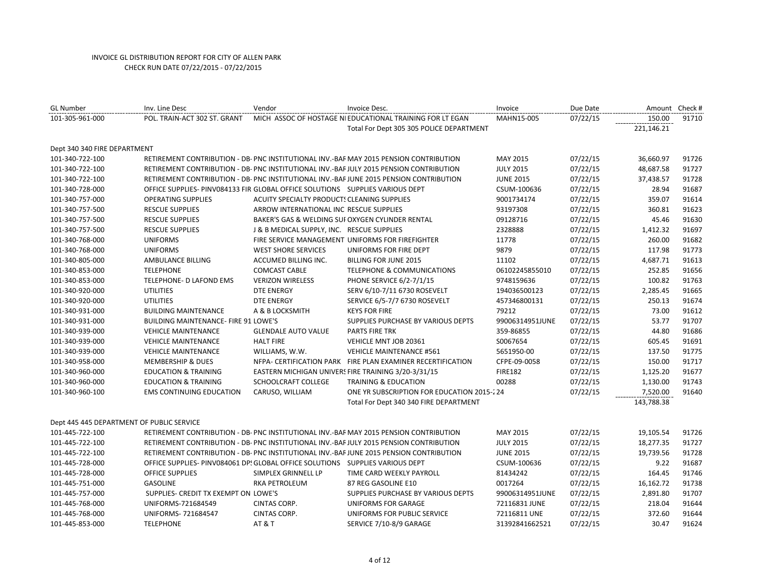INVOICE GL DISTRIBUTION REPORT FOR CITY OF ALLEN PARK
CHECK RUN DATE 07/22/2015 - 07/22/2015

| GL Number | Inv. Line Desc | Vendor | Invoice Desc. | Invoice | Due Date | Amount | Check # |
|---|---|---|---|---|---|---|---|
| 101-305-961-000 | POL. TRAIN-ACT 302 ST. GRANT | MICH ASSOC OF HOSTAGE NI | EDUCATIONAL TRAINING FOR LT EGAN | MAHN15-005 | 07/22/15 | 150.00 | 91710 |
| | | | Total For Dept 305 305 POLICE DEPARTMENT | | | 221,146.21 | |
| Dept 340 340 FIRE DEPARTMENT | | | | | | | |
| 101-340-722-100 | RETIREMENT CONTRIBUTION - DB- | PNC INSTITUTIONAL INV.-BAF | MAY 2015 PENSION CONTRIBUTION | MAY 2015 | 07/22/15 | 36,660.97 | 91726 |
| 101-340-722-100 | RETIREMENT CONTRIBUTION - DB- | PNC INSTITUTIONAL INV.-BAF | JULY 2015 PENSION CONTRIBUTION | JULY 2015 | 07/22/15 | 48,687.58 | 91727 |
| 101-340-722-100 | RETIREMENT CONTRIBUTION - DB- | PNC INSTITUTIONAL INV.-BAF | JUNE 2015 PENSION CONTRIBUTION | JUNE 2015 | 07/22/15 | 37,438.57 | 91728 |
| 101-340-728-000 | OFFICE SUPPLIES- PINV084133 FIR | GLOBAL OFFICE SOLUTIONS | SUPPLIES VARIOUS DEPT | CSUM-100636 | 07/22/15 | 28.94 | 91687 |
| 101-340-757-000 | OPERATING SUPPLIES | ACUITY SPECIALTY PRODUCTS | CLEANING SUPPLIES | 9001734174 | 07/22/15 | 359.07 | 91614 |
| 101-340-757-500 | RESCUE SUPPLIES | ARROW INTERNATIONAL INC | RESCUE SUPPLIES | 93197308 | 07/22/15 | 360.81 | 91623 |
| 101-340-757-500 | RESCUE SUPPLIES | BAKER'S GAS & WELDING SUI | OXYGEN CYLINDER RENTAL | 09128716 | 07/22/15 | 45.46 | 91630 |
| 101-340-757-500 | RESCUE SUPPLIES | J & B MEDICAL SUPPLY, INC. | RESCUE SUPPLIES | 2328888 | 07/22/15 | 1,412.32 | 91697 |
| 101-340-768-000 | UNIFORMS | FIRE SERVICE MANAGEMENT | UNIFORMS FOR FIREFIGHTER | 11778 | 07/22/15 | 260.00 | 91682 |
| 101-340-768-000 | UNIFORMS | WEST SHORE SERVICES | UNIFORMS FOR FIRE DEPT | 9879 | 07/22/15 | 117.98 | 91773 |
| 101-340-805-000 | AMBULANCE BILLING | ACCUMED BILLING INC. | BILLING FOR JUNE 2015 | 11102 | 07/22/15 | 4,687.71 | 91613 |
| 101-340-853-000 | TELEPHONE | COMCAST CABLE | TELEPHONE & COMMUNICATIONS | 06102245855010 | 07/22/15 | 252.85 | 91656 |
| 101-340-853-000 | TELEPHONE- D LAFOND EMS | VERIZON WIRELESS | PHONE SERVICE 6/2-7/1/15 | 9748159636 | 07/22/15 | 100.82 | 91763 |
| 101-340-920-000 | UTILITIES | DTE ENERGY | SERV 6/10-7/11 6730 ROSEVELT | 194036500123 | 07/22/15 | 2,285.45 | 91665 |
| 101-340-920-000 | UTILITIES | DTE ENERGY | SERVICE 6/5-7/7 6730 ROSEVELT | 457346800131 | 07/22/15 | 250.13 | 91674 |
| 101-340-931-000 | BUILDING MAINTENANCE | A & B LOCKSMITH | KEYS FOR FIRE | 79212 | 07/22/15 | 73.00 | 91612 |
| 101-340-931-000 | BUILDING MAINTENANCE- FIRE 91 | LOWE'S | SUPPLIES PURCHASE BY VARIOUS DEPTS | 99006314951JUNE | 07/22/15 | 53.77 | 91707 |
| 101-340-939-000 | VEHICLE MAINTENANCE | GLENDALE AUTO VALUE | PARTS FIRE TRK | 359-86855 | 07/22/15 | 44.80 | 91686 |
| 101-340-939-000 | VEHICLE MAINTENANCE | HALT FIRE | VEHICLE MNT JOB 20361 | S0067654 | 07/22/15 | 605.45 | 91691 |
| 101-340-939-000 | VEHICLE MAINTENANCE | WILLIAMS, W.W. | VEHICLE MAINTENANCE #561 | 5651950-00 | 07/22/15 | 137.50 | 91775 |
| 101-340-958-000 | MEMBERSHIP & DUES | NFPA- CERTIFICATION PARK | FIRE PLAN EXAMINER RECERTIFICATION | CFPE-09-0058 | 07/22/15 | 150.00 | 91717 |
| 101-340-960-000 | EDUCATION & TRAINING | EASTERN MICHIGAN UNIVERS | FIRE TRAINING 3/20-3/31/15 | FIRE182 | 07/22/15 | 1,125.20 | 91677 |
| 101-340-960-000 | EDUCATION & TRAINING | SCHOOLCRAFT COLLEGE | TRAINING & EDUCATION | 00288 | 07/22/15 | 1,130.00 | 91743 |
| 101-340-960-100 | EMS CONTINUING EDUCATION | CARUSO, WILLIAM | ONE YR SUBSCRIPTION FOR EDUCATION 2015-2 | 24 | 07/22/15 | 7,520.00 | 91640 |
| | | | Total For Dept 340 340 FIRE DEPARTMENT | | | 143,788.38 | |
| Dept 445 445 DEPARTMENT OF PUBLIC SERVICE | | | | | | | |
| 101-445-722-100 | RETIREMENT CONTRIBUTION - DB- | PNC INSTITUTIONAL INV.-BAF | MAY 2015 PENSION CONTRIBUTION | MAY 2015 | 07/22/15 | 19,105.54 | 91726 |
| 101-445-722-100 | RETIREMENT CONTRIBUTION - DB- | PNC INSTITUTIONAL INV.-BAF | JULY 2015 PENSION CONTRIBUTION | JULY 2015 | 07/22/15 | 18,277.35 | 91727 |
| 101-445-722-100 | RETIREMENT CONTRIBUTION - DB- | PNC INSTITUTIONAL INV.-BAF | JUNE 2015 PENSION CONTRIBUTION | JUNE 2015 | 07/22/15 | 19,739.56 | 91728 |
| 101-445-728-000 | OFFICE SUPPLIES- PINV084061 DPS | GLOBAL OFFICE SOLUTIONS | SUPPLIES VARIOUS DEPT | CSUM-100636 | 07/22/15 | 9.22 | 91687 |
| 101-445-728-000 | OFFICE SUPPLIES | SIMPLEX GRINNELL LP | TIME CARD WEEKLY PAYROLL | 81434242 | 07/22/15 | 164.45 | 91746 |
| 101-445-751-000 | GASOLINE | RKA PETROLEUM | 87 REG GASOLINE E10 | 0017264 | 07/22/15 | 16,162.72 | 91738 |
| 101-445-757-000 | SUPPLIES- CREDIT TX EXEMPT ON | LOWE'S | SUPPLIES PURCHASE BY VARIOUS DEPTS | 99006314951JUNE | 07/22/15 | 2,891.80 | 91707 |
| 101-445-768-000 | UNIFORMS-721684549 | CINTAS CORP. | UNIFORMS FOR GARAGE | 72116831 JUNE | 07/22/15 | 218.04 | 91644 |
| 101-445-768-000 | UNIFORMS- 721684547 | CINTAS CORP. | UNIFORMS FOR PUBLIC SERVICE | 72116811 UNE | 07/22/15 | 372.60 | 91644 |
| 101-445-853-000 | TELEPHONE | AT & T | SERVICE 7/10-8/9 GARAGE | 31392841662521 | 07/22/15 | 30.47 | 91624 |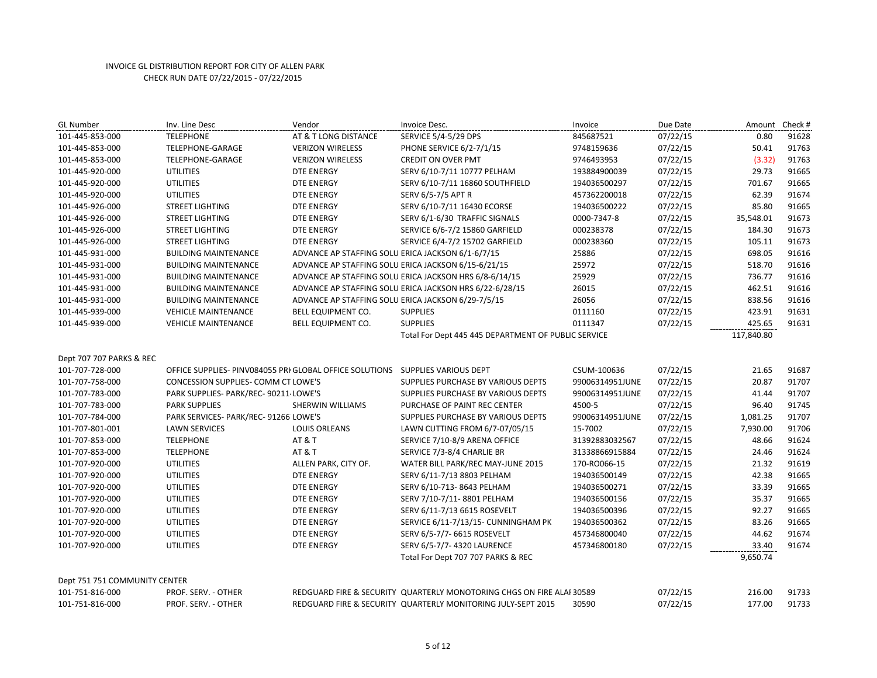INVOICE GL DISTRIBUTION REPORT FOR CITY OF ALLEN PARK
CHECK RUN DATE 07/22/2015 - 07/22/2015

| GL Number | Inv. Line Desc | Vendor | Invoice Desc. | Invoice | Due Date | Amount | Check # |
|---|---|---|---|---|---|---|---|
| 101-445-853-000 | TELEPHONE | AT & T LONG DISTANCE | SERVICE 5/4-5/29 DPS | 845687521 | 07/22/15 | 0.80 | 91628 |
| 101-445-853-000 | TELEPHONE-GARAGE | VERIZON WIRELESS | PHONE SERVICE 6/2-7/1/15 | 9748159636 | 07/22/15 | 50.41 | 91763 |
| 101-445-853-000 | TELEPHONE-GARAGE | VERIZON WIRELESS | CREDIT ON OVER PMT | 9746493953 | 07/22/15 | (3.32) | 91763 |
| 101-445-920-000 | UTILITIES | DTE ENERGY | SERV 6/10-7/11 10777 PELHAM | 193884900039 | 07/22/15 | 29.73 | 91665 |
| 101-445-920-000 | UTILITIES | DTE ENERGY | SERV 6/10-7/11 16860 SOUTHFIELD | 194036500297 | 07/22/15 | 701.67 | 91665 |
| 101-445-920-000 | UTILITIES | DTE ENERGY | SERV 6/5-7/5 APT R | 457362200018 | 07/22/15 | 62.39 | 91674 |
| 101-445-926-000 | STREET LIGHTING | DTE ENERGY | SERV 6/10-7/11 16430 ECORSE | 194036500222 | 07/22/15 | 85.80 | 91665 |
| 101-445-926-000 | STREET LIGHTING | DTE ENERGY | SERV 6/1-6/30 TRAFFIC SIGNALS | 0000-7347-8 | 07/22/15 | 35,548.01 | 91673 |
| 101-445-926-000 | STREET LIGHTING | DTE ENERGY | SERVICE 6/6-7/2 15860 GARFIELD | 000238378 | 07/22/15 | 184.30 | 91673 |
| 101-445-926-000 | STREET LIGHTING | DTE ENERGY | SERVICE 6/4-7/2 15702 GARFIELD | 000238360 | 07/22/15 | 105.11 | 91673 |
| 101-445-931-000 | BUILDING MAINTENANCE | ADVANCE AP STAFFING SOLU | ERICA JACKSON 6/1-6/7/15 | 25886 | 07/22/15 | 698.05 | 91616 |
| 101-445-931-000 | BUILDING MAINTENANCE | ADVANCE AP STAFFING SOLU | ERICA JACKSON 6/15-6/21/15 | 25972 | 07/22/15 | 518.70 | 91616 |
| 101-445-931-000 | BUILDING MAINTENANCE | ADVANCE AP STAFFING SOLU | ERICA JACKSON HRS 6/8-6/14/15 | 25929 | 07/22/15 | 736.77 | 91616 |
| 101-445-931-000 | BUILDING MAINTENANCE | ADVANCE AP STAFFING SOLU | ERICA JACKSON HRS 6/22-6/28/15 | 26015 | 07/22/15 | 462.51 | 91616 |
| 101-445-931-000 | BUILDING MAINTENANCE | ADVANCE AP STAFFING SOLU | ERICA JACKSON 6/29-7/5/15 | 26056 | 07/22/15 | 838.56 | 91616 |
| 101-445-939-000 | VEHICLE MAINTENANCE | BELL EQUIPMENT CO. | SUPPLIES | 0111160 | 07/22/15 | 423.91 | 91631 |
| 101-445-939-000 | VEHICLE MAINTENANCE | BELL EQUIPMENT CO. | SUPPLIES | 0111347 | 07/22/15 | 425.65 | 91631 |
| | | | Total For Dept 445 445 DEPARTMENT OF PUBLIC SERVICE | | | 117,840.80 | |
| Dept 707 707 PARKS & REC | | | | | | | |
| 101-707-728-000 | OFFICE SUPPLIES- PINV084055 PRI | GLOBAL OFFICE SOLUTIONS | SUPPLIES VARIOUS DEPT | CSUM-100636 | 07/22/15 | 21.65 | 91687 |
| 101-707-758-000 | CONCESSION SUPPLIES- COMM CT | LOWE'S | SUPPLIES PURCHASE BY VARIOUS DEPTS | 99006314951JUNE | 07/22/15 | 20.87 | 91707 |
| 101-707-783-000 | PARK SUPPLIES- PARK/REC- 90211 | LOWE'S | SUPPLIES PURCHASE BY VARIOUS DEPTS | 99006314951JUNE | 07/22/15 | 41.44 | 91707 |
| 101-707-783-000 | PARK SUPPLIES | SHERWIN WILLIAMS | PURCHASE OF PAINT REC CENTER | 4500-5 | 07/22/15 | 96.40 | 91745 |
| 101-707-784-000 | PARK SERVICES- PARK/REC- 91266 | LOWE'S | SUPPLIES PURCHASE BY VARIOUS DEPTS | 99006314951JUNE | 07/22/15 | 1,081.25 | 91707 |
| 101-707-801-001 | LAWN SERVICES | LOUIS ORLEANS | LAWN CUTTING FROM 6/7-07/05/15 | 15-7002 | 07/22/15 | 7,930.00 | 91706 |
| 101-707-853-000 | TELEPHONE | AT & T | SERVICE 7/10-8/9 ARENA OFFICE | 31392883032567 | 07/22/15 | 48.66 | 91624 |
| 101-707-853-000 | TELEPHONE | AT & T | SERVICE 7/3-8/4 CHARLIE BR | 31338866915884 | 07/22/15 | 24.46 | 91624 |
| 101-707-920-000 | UTILITIES | ALLEN PARK, CITY OF. | WATER BILL PARK/REC MAY-JUNE 2015 | 170-RO066-15 | 07/22/15 | 21.32 | 91619 |
| 101-707-920-000 | UTILITIES | DTE ENERGY | SERV 6/11-7/13 8803 PELHAM | 194036500149 | 07/22/15 | 42.38 | 91665 |
| 101-707-920-000 | UTILITIES | DTE ENERGY | SERV 6/10-713- 8643 PELHAM | 194036500271 | 07/22/15 | 33.39 | 91665 |
| 101-707-920-000 | UTILITIES | DTE ENERGY | SERV 7/10-7/11- 8801 PELHAM | 194036500156 | 07/22/15 | 35.37 | 91665 |
| 101-707-920-000 | UTILITIES | DTE ENERGY | SERV 6/11-7/13 6615 ROSEVELT | 194036500396 | 07/22/15 | 92.27 | 91665 |
| 101-707-920-000 | UTILITIES | DTE ENERGY | SERVICE 6/11-7/13/15- CUNNINGHAM PK | 194036500362 | 07/22/15 | 83.26 | 91665 |
| 101-707-920-000 | UTILITIES | DTE ENERGY | SERV 6/5-7/7- 6615 ROSEVELT | 457346800040 | 07/22/15 | 44.62 | 91674 |
| 101-707-920-000 | UTILITIES | DTE ENERGY | SERV 6/5-7/7- 4320 LAURENCE | 457346800180 | 07/22/15 | 33.40 | 91674 |
| | | | Total For Dept 707 707 PARKS & REC | | | 9,650.74 | |
| Dept 751 751 COMMUNITY CENTER | | | | | | | |
| 101-751-816-000 | PROF. SERV. - OTHER | REDGUARD FIRE & SECURITY | QUARTERLY MONOTORING CHGS ON FIRE ALAI | 30589 | 07/22/15 | 216.00 | 91733 |
| 101-751-816-000 | PROF. SERV. - OTHER | REDGUARD FIRE & SECURITY | QUARTERLY MONITORING JULY-SEPT 2015 | 30590 | 07/22/15 | 177.00 | 91733 |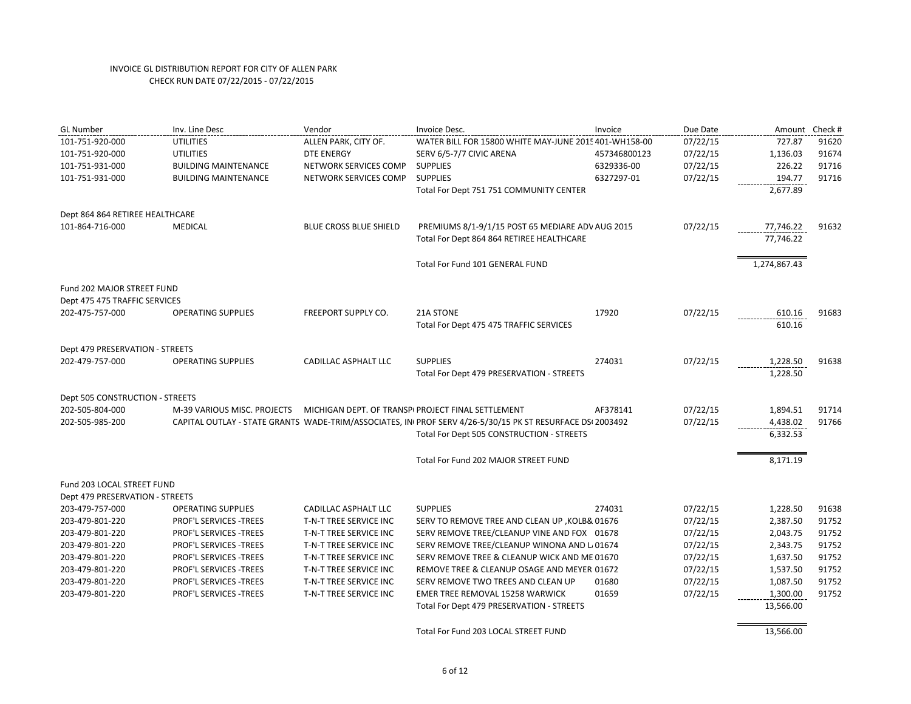INVOICE GL DISTRIBUTION REPORT FOR CITY OF ALLEN PARK
CHECK RUN DATE 07/22/2015 - 07/22/2015

| GL Number | Inv. Line Desc | Vendor | Invoice Desc. | Invoice | Due Date | Amount | Check # |
|---|---|---|---|---|---|---|---|
| 101-751-920-000 | UTILITIES | ALLEN PARK, CITY OF. | WATER BILL FOR 15800 WHITE MAY-JUNE 2015 | 401-WH158-00 | 07/22/15 | 727.87 | 91620 |
| 101-751-920-000 | UTILITIES | DTE ENERGY | SERV 6/5-7/7 CIVIC ARENA | 457346800123 | 07/22/15 | 1,136.03 | 91674 |
| 101-751-931-000 | BUILDING MAINTENANCE | NETWORK SERVICES COMP | SUPPLIES | 6329336-00 | 07/22/15 | 226.22 | 91716 |
| 101-751-931-000 | BUILDING MAINTENANCE | NETWORK SERVICES COMP | SUPPLIES | 6327297-01 | 07/22/15 | 194.77 | 91716 |
| | | | Total For Dept 751 751 COMMUNITY CENTER | | | 2,677.89 | |
| Dept 864 864 RETIREE HEALTHCARE | | | | | | | |
| 101-864-716-000 | MEDICAL | BLUE CROSS BLUE SHIELD | PREMIUMS 8/1-9/1/15 POST 65 MEDIARE ADV | AUG 2015 | 07/22/15 | 77,746.22 | 91632 |
| | | | Total For Dept 864 864 RETIREE HEALTHCARE | | | 77,746.22 | |
| | | | Total For Fund 101 GENERAL FUND | | | 1,274,867.43 | |
| Fund 202 MAJOR STREET FUND | | | | | | | |
| Dept 475 475 TRAFFIC SERVICES | | | | | | | |
| 202-475-757-000 | OPERATING SUPPLIES | FREEPORT SUPPLY CO. | 21A STONE | 17920 | 07/22/15 | 610.16 | 91683 |
| | | | Total For Dept 475 475 TRAFFIC SERVICES | | | 610.16 | |
| Dept 479 PRESERVATION - STREETS | | | | | | | |
| 202-479-757-000 | OPERATING SUPPLIES | CADILLAC ASPHALT LLC | SUPPLIES | 274031 | 07/22/15 | 1,228.50 | 91638 |
| | | | Total For Dept 479 PRESERVATION - STREETS | | | 1,228.50 | |
| Dept 505 CONSTRUCTION - STREETS | | | | | | | |
| 202-505-804-000 | M-39 VARIOUS MISC. PROJECTS | MICHIGAN DEPT. OF TRANSP( | PROJECT FINAL SETTLEMENT | AF378141 | 07/22/15 | 1,894.51 | 91714 |
| 202-505-985-200 | CAPITAL OUTLAY - STATE GRANTS | WADE-TRIM/ASSOCIATES, IN( | PROF SERV 4/26-5/30/15 PK ST RESURFACE DS( | 2003492 | 07/22/15 | 4,438.02 | 91766 |
| | | | Total For Dept 505 CONSTRUCTION - STREETS | | | 6,332.53 | |
| | | | Total For Fund 202 MAJOR STREET FUND | | | 8,171.19 | |
| Fund 203 LOCAL STREET FUND | | | | | | | |
| Dept 479 PRESERVATION - STREETS | | | | | | | |
| 203-479-757-000 | OPERATING SUPPLIES | CADILLAC ASPHALT LLC | SUPPLIES | 274031 | 07/22/15 | 1,228.50 | 91638 |
| 203-479-801-220 | PROF'L SERVICES -TREES | T-N-T TREE SERVICE INC | SERV TO REMOVE TREE AND CLEAN UP ,KOLB& | 01676 | 07/22/15 | 2,387.50 | 91752 |
| 203-479-801-220 | PROF'L SERVICES -TREES | T-N-T TREE SERVICE INC | SERV REMOVE TREE/CLEANUP VINE AND FOX | 01678 | 07/22/15 | 2,043.75 | 91752 |
| 203-479-801-220 | PROF'L SERVICES -TREES | T-N-T TREE SERVICE INC | SERV REMOVE TREE/CLEANUP WINONA AND L | 01674 | 07/22/15 | 2,343.75 | 91752 |
| 203-479-801-220 | PROF'L SERVICES -TREES | T-N-T TREE SERVICE INC | SERV REMOVE TREE & CLEANUP WICK AND ME | 01670 | 07/22/15 | 1,637.50 | 91752 |
| 203-479-801-220 | PROF'L SERVICES -TREES | T-N-T TREE SERVICE INC | REMOVE TREE & CLEANUP OSAGE AND MEYER | 01672 | 07/22/15 | 1,537.50 | 91752 |
| 203-479-801-220 | PROF'L SERVICES -TREES | T-N-T TREE SERVICE INC | SERV REMOVE TWO TREES AND CLEAN UP | 01680 | 07/22/15 | 1,087.50 | 91752 |
| 203-479-801-220 | PROF'L SERVICES -TREES | T-N-T TREE SERVICE INC | EMER TREE REMOVAL 15258 WARWICK | 01659 | 07/22/15 | 1,300.00 | 91752 |
| | | | Total For Dept 479 PRESERVATION - STREETS | | | 13,566.00 | |
| | | | Total For Fund 203 LOCAL STREET FUND | | | 13,566.00 | |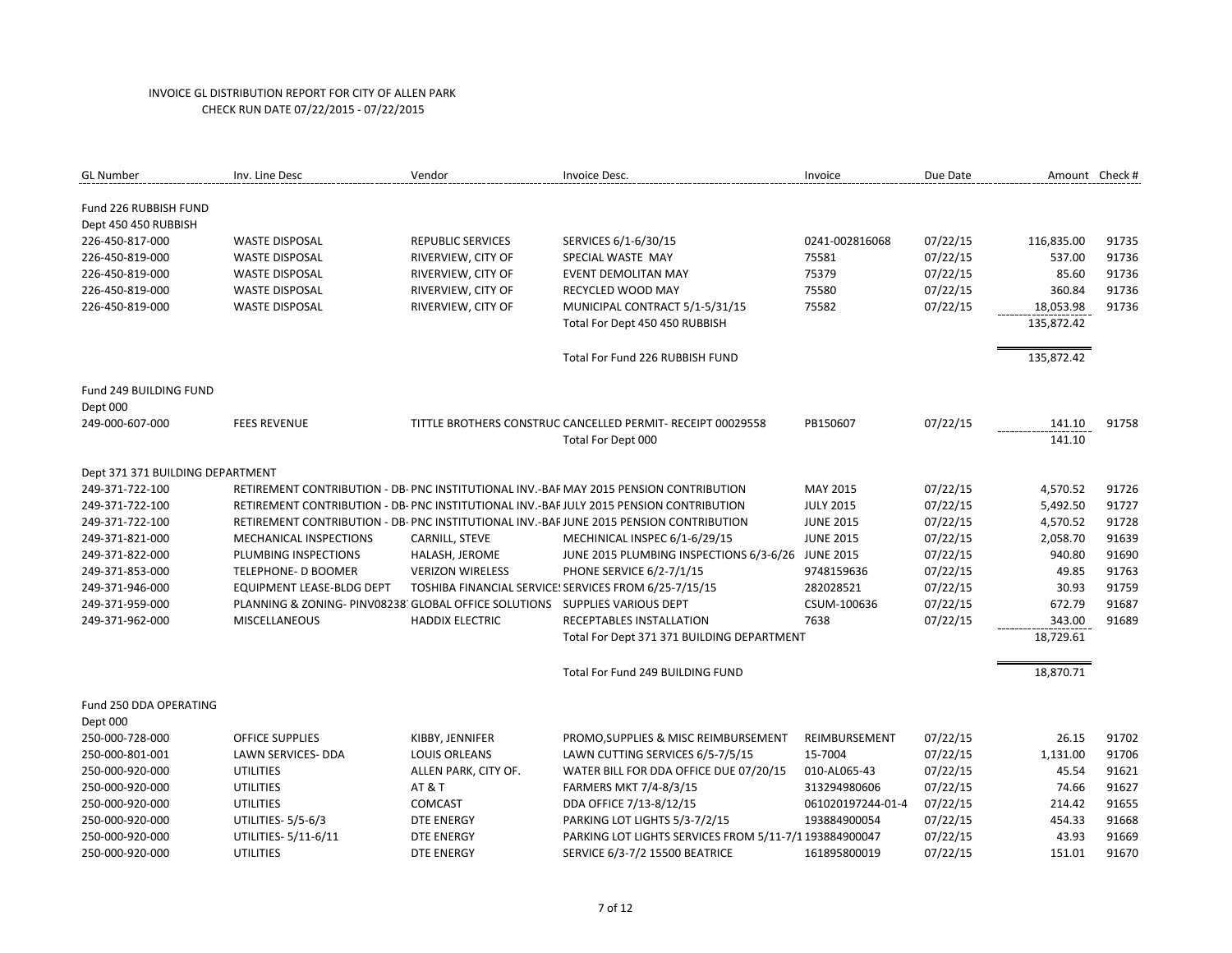INVOICE GL DISTRIBUTION REPORT FOR CITY OF ALLEN PARK
CHECK RUN DATE 07/22/2015 - 07/22/2015

| GL Number | Inv. Line Desc | Vendor | Invoice Desc. | Invoice | Due Date | Amount | Check # |
|---|---|---|---|---|---|---|---|
| Fund 226 RUBBISH FUND | | | | | | | |
| Dept 450 450 RUBBISH | | | | | | | |
| 226-450-817-000 | WASTE DISPOSAL | REPUBLIC SERVICES | SERVICES 6/1-6/30/15 | 0241-002816068 | 07/22/15 | 116,835.00 | 91735 |
| 226-450-819-000 | WASTE DISPOSAL | RIVERVIEW, CITY OF | SPECIAL WASTE MAY | 75581 | 07/22/15 | 537.00 | 91736 |
| 226-450-819-000 | WASTE DISPOSAL | RIVERVIEW, CITY OF | EVENT DEMOLITAN MAY | 75379 | 07/22/15 | 85.60 | 91736 |
| 226-450-819-000 | WASTE DISPOSAL | RIVERVIEW, CITY OF | RECYCLED WOOD MAY | 75580 | 07/22/15 | 360.84 | 91736 |
| 226-450-819-000 | WASTE DISPOSAL | RIVERVIEW, CITY OF | MUNICIPAL CONTRACT 5/1-5/31/15 | 75582 | 07/22/15 | 18,053.98 | 91736 |
| | | | Total For Dept 450 450 RUBBISH | | | 135,872.42 | |
| | | | Total For Fund 226 RUBBISH FUND | | | 135,872.42 | |
| Fund 249 BUILDING FUND | | | | | | | |
| Dept 000 | | | | | | | |
| 249-000-607-000 | FEES REVENUE | TITTLE BROTHERS CONSTRUC | CANCELLED PERMIT- RECEIPT 00029558 | PB150607 | 07/22/15 | 141.10 | 91758 |
| | | | Total For Dept 000 | | | 141.10 | |
| Dept 371 371 BUILDING DEPARTMENT | | | | | | | |
| 249-371-722-100 | RETIREMENT CONTRIBUTION - DB- | PNC INSTITUTIONAL INV.-BAF | MAY 2015 PENSION CONTRIBUTION | MAY 2015 | 07/22/15 | 4,570.52 | 91726 |
| 249-371-722-100 | RETIREMENT CONTRIBUTION - DB- | PNC INSTITUTIONAL INV.-BAF | JULY 2015 PENSION CONTRIBUTION | JULY 2015 | 07/22/15 | 5,492.50 | 91727 |
| 249-371-722-100 | RETIREMENT CONTRIBUTION - DB- | PNC INSTITUTIONAL INV.-BAF | JUNE 2015 PENSION CONTRIBUTION | JUNE 2015 | 07/22/15 | 4,570.52 | 91728 |
| 249-371-821-000 | MECHANICAL INSPECTIONS | CARNILL, STEVE | MECHINICAL INSPEC 6/1-6/29/15 | JUNE 2015 | 07/22/15 | 2,058.70 | 91639 |
| 249-371-822-000 | PLUMBING INSPECTIONS | HALASH, JEROME | JUNE 2015 PLUMBING INSPECTIONS 6/3-6/26 | JUNE 2015 | 07/22/15 | 940.80 | 91690 |
| 249-371-853-000 | TELEPHONE- D BOOMER | VERIZON WIRELESS | PHONE SERVICE 6/2-7/1/15 | 9748159636 | 07/22/15 | 49.85 | 91763 |
| 249-371-946-000 | EQUIPMENT LEASE-BLDG DEPT | TOSHIBA FINANCIAL SERVICE | SERVICES FROM 6/25-7/15/15 | 282028521 | 07/22/15 | 30.93 | 91759 |
| 249-371-959-000 | PLANNING & ZONING- PINV08238 | GLOBAL OFFICE SOLUTIONS | SUPPLIES VARIOUS DEPT | CSUM-100636 | 07/22/15 | 672.79 | 91687 |
| 249-371-962-000 | MISCELLANEOUS | HADDIX ELECTRIC | RECEPTABLES INSTALLATION | 7638 | 07/22/15 | 343.00 | 91689 |
| | | | Total For Dept 371 371 BUILDING DEPARTMENT | | | 18,729.61 | |
| | | | Total For Fund 249 BUILDING FUND | | | 18,870.71 | |
| Fund 250 DDA OPERATING | | | | | | | |
| Dept 000 | | | | | | | |
| 250-000-728-000 | OFFICE SUPPLIES | KIBBY, JENNIFER | PROMO,SUPPLIES & MISC REIMBURSEMENT | REIMBURSEMENT | 07/22/15 | 26.15 | 91702 |
| 250-000-801-001 | LAWN SERVICES- DDA | LOUIS ORLEANS | LAWN CUTTING SERVICES 6/5-7/5/15 | 15-7004 | 07/22/15 | 1,131.00 | 91706 |
| 250-000-920-000 | UTILITIES | ALLEN PARK, CITY OF. | WATER BILL FOR DDA OFFICE DUE 07/20/15 | 010-AL065-43 | 07/22/15 | 45.54 | 91621 |
| 250-000-920-000 | UTILITIES | AT & T | FARMERS MKT 7/4-8/3/15 | 313294980606 | 07/22/15 | 74.66 | 91627 |
| 250-000-920-000 | UTILITIES | COMCAST | DDA OFFICE 7/13-8/12/15 | 061020197244-01-4 | 07/22/15 | 214.42 | 91655 |
| 250-000-920-000 | UTILITIES- 5/5-6/3 | DTE ENERGY | PARKING LOT LIGHTS 5/3-7/2/15 | 193884900054 | 07/22/15 | 454.33 | 91668 |
| 250-000-920-000 | UTILITIES- 5/11-6/11 | DTE ENERGY | PARKING LOT LIGHTS SERVICES FROM 5/11-7/1 | 193884900047 | 07/22/15 | 43.93 | 91669 |
| 250-000-920-000 | UTILITIES | DTE ENERGY | SERVICE 6/3-7/2 15500 BEATRICE | 161895800019 | 07/22/15 | 151.01 | 91670 |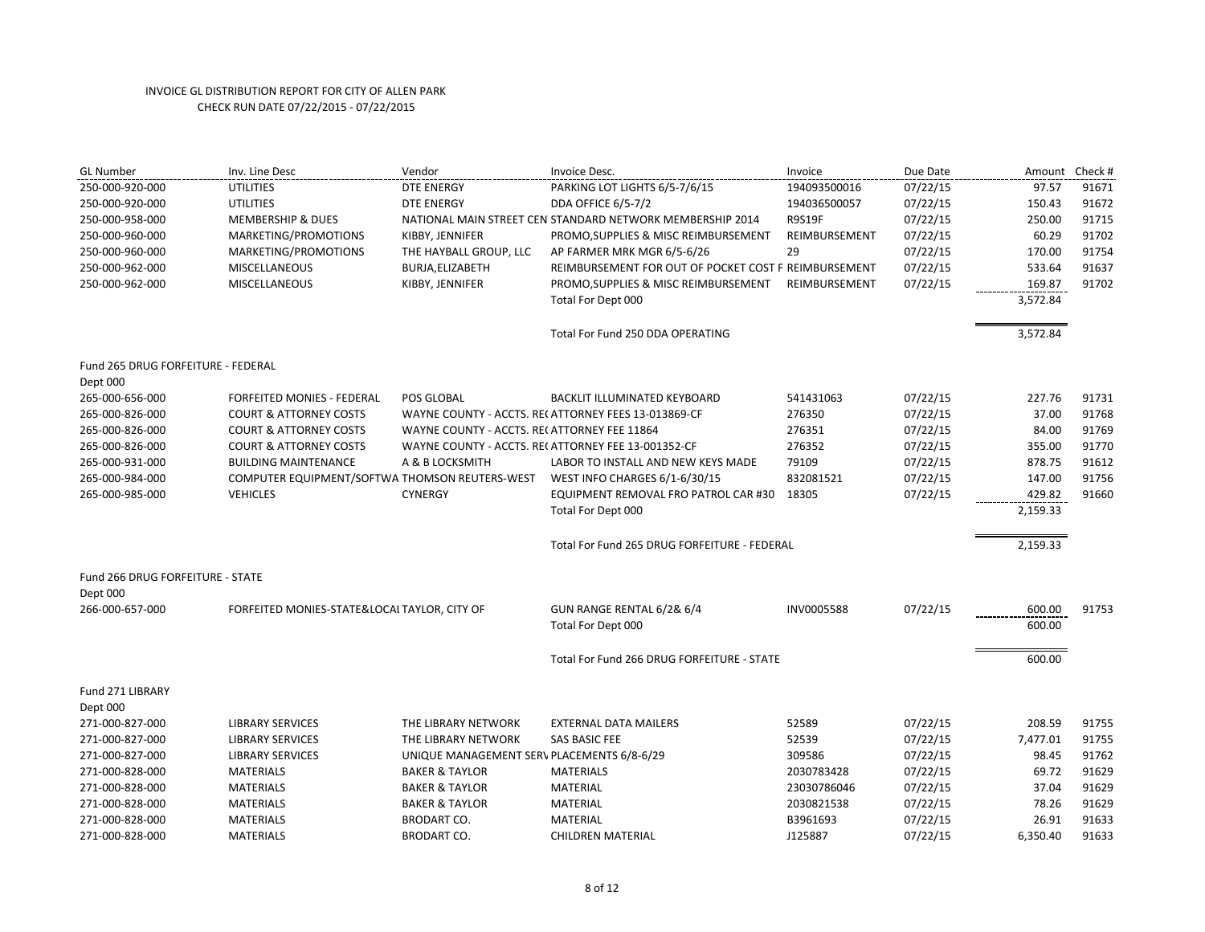INVOICE GL DISTRIBUTION REPORT FOR CITY OF ALLEN PARK
CHECK RUN DATE 07/22/2015 - 07/22/2015

| GL Number | Inv. Line Desc | Vendor | Invoice Desc. | Invoice | Due Date | Amount | Check # |
|---|---|---|---|---|---|---|---|
| 250-000-920-000 | UTILITIES | DTE ENERGY | PARKING LOT LIGHTS 6/5-7/6/15 | 194093500016 | 07/22/15 | 97.57 | 91671 |
| 250-000-920-000 | UTILITIES | DTE ENERGY | DDA OFFICE 6/5-7/2 | 194036500057 | 07/22/15 | 150.43 | 91672 |
| 250-000-958-000 | MEMBERSHIP & DUES | NATIONAL MAIN STREET CEN | STANDARD NETWORK MEMBERSHIP 2014 | R9S19F | 07/22/15 | 250.00 | 91715 |
| 250-000-960-000 | MARKETING/PROMOTIONS | KIBBY, JENNIFER | PROMO,SUPPLIES & MISC REIMBURSEMENT | REIMBURSEMENT | 07/22/15 | 60.29 | 91702 |
| 250-000-960-000 | MARKETING/PROMOTIONS | THE HAYBALL GROUP, LLC | AP FARMER MRK MGR 6/5-6/26 | 29 | 07/22/15 | 170.00 | 91754 |
| 250-000-962-000 | MISCELLANEOUS | BURJA,ELIZABETH | REIMBURSEMENT FOR OUT OF POCKET COST F | REIMBURSEMENT | 07/22/15 | 533.64 | 91637 |
| 250-000-962-000 | MISCELLANEOUS | KIBBY, JENNIFER | PROMO,SUPPLIES & MISC REIMBURSEMENT | REIMBURSEMENT | 07/22/15 | 169.87 | 91702 |
| | | | Total For Dept 000 | | | 3,572.84 | |
| | | | Total For Fund 250 DDA OPERATING | | | 3,572.84 | |
| Fund 265 DRUG FORFEITURE - FEDERAL | | | | | | | |
| Dept 000 | | | | | | | |
| 265-000-656-000 | FORFEITED MONIES - FEDERAL | POS GLOBAL | BACKLIT ILLUMINATED KEYBOARD | 541431063 | 07/22/15 | 227.76 | 91731 |
| 265-000-826-000 | COURT & ATTORNEY COSTS | WAYNE COUNTY - ACCTS. RE( | ATTORNEY FEES 13-013869-CF | 276350 | 07/22/15 | 37.00 | 91768 |
| 265-000-826-000 | COURT & ATTORNEY COSTS | WAYNE COUNTY - ACCTS. RE( | ATTORNEY FEE 11864 | 276351 | 07/22/15 | 84.00 | 91769 |
| 265-000-826-000 | COURT & ATTORNEY COSTS | WAYNE COUNTY - ACCTS. RE( | ATTORNEY FEE 13-001352-CF | 276352 | 07/22/15 | 355.00 | 91770 |
| 265-000-931-000 | BUILDING MAINTENANCE | A & B LOCKSMITH | LABOR TO INSTALL AND NEW KEYS MADE | 79109 | 07/22/15 | 878.75 | 91612 |
| 265-000-984-000 | COMPUTER EQUIPMENT/SOFTWA | THOMSON REUTERS-WEST | WEST INFO CHARGES 6/1-6/30/15 | 832081521 | 07/22/15 | 147.00 | 91756 |
| 265-000-985-000 | VEHICLES | CYNERGY | EQUIPMENT REMOVAL FRO PATROL CAR #30 | 18305 | 07/22/15 | 429.82 | 91660 |
| | | | Total For Dept 000 | | | 2,159.33 | |
| | | | Total For Fund 265 DRUG FORFEITURE - FEDERAL | | | 2,159.33 | |
| Fund 266 DRUG FORFEITURE - STATE | | | | | | | |
| Dept 000 | | | | | | | |
| 266-000-657-000 | FORFEITED MONIES-STATE&LOCAL | TAYLOR, CITY OF | GUN RANGE RENTAL 6/2& 6/4 | INV0005588 | 07/22/15 | 600.00 | 91753 |
| | | | Total For Dept 000 | | | 600.00 | |
| | | | Total For Fund 266 DRUG FORFEITURE - STATE | | | 600.00 | |
| Fund 271 LIBRARY | | | | | | | |
| Dept 000 | | | | | | | |
| 271-000-827-000 | LIBRARY SERVICES | THE LIBRARY NETWORK | EXTERNAL DATA MAILERS | 52589 | 07/22/15 | 208.59 | 91755 |
| 271-000-827-000 | LIBRARY SERVICES | THE LIBRARY NETWORK | SAS BASIC FEE | 52539 | 07/22/15 | 7,477.01 | 91755 |
| 271-000-827-000 | LIBRARY SERVICES | UNIQUE MANAGEMENT SERV | PLACEMENTS 6/8-6/29 | 309586 | 07/22/15 | 98.45 | 91762 |
| 271-000-828-000 | MATERIALS | BAKER & TAYLOR | MATERIALS | 2030783428 | 07/22/15 | 69.72 | 91629 |
| 271-000-828-000 | MATERIALS | BAKER & TAYLOR | MATERIAL | 23030786046 | 07/22/15 | 37.04 | 91629 |
| 271-000-828-000 | MATERIALS | BAKER & TAYLOR | MATERIAL | 2030821538 | 07/22/15 | 78.26 | 91629 |
| 271-000-828-000 | MATERIALS | BRODART CO. | MATERIAL | B3961693 | 07/22/15 | 26.91 | 91633 |
| 271-000-828-000 | MATERIALS | BRODART CO. | CHILDREN MATERIAL | J125887 | 07/22/15 | 6,350.40 | 91633 |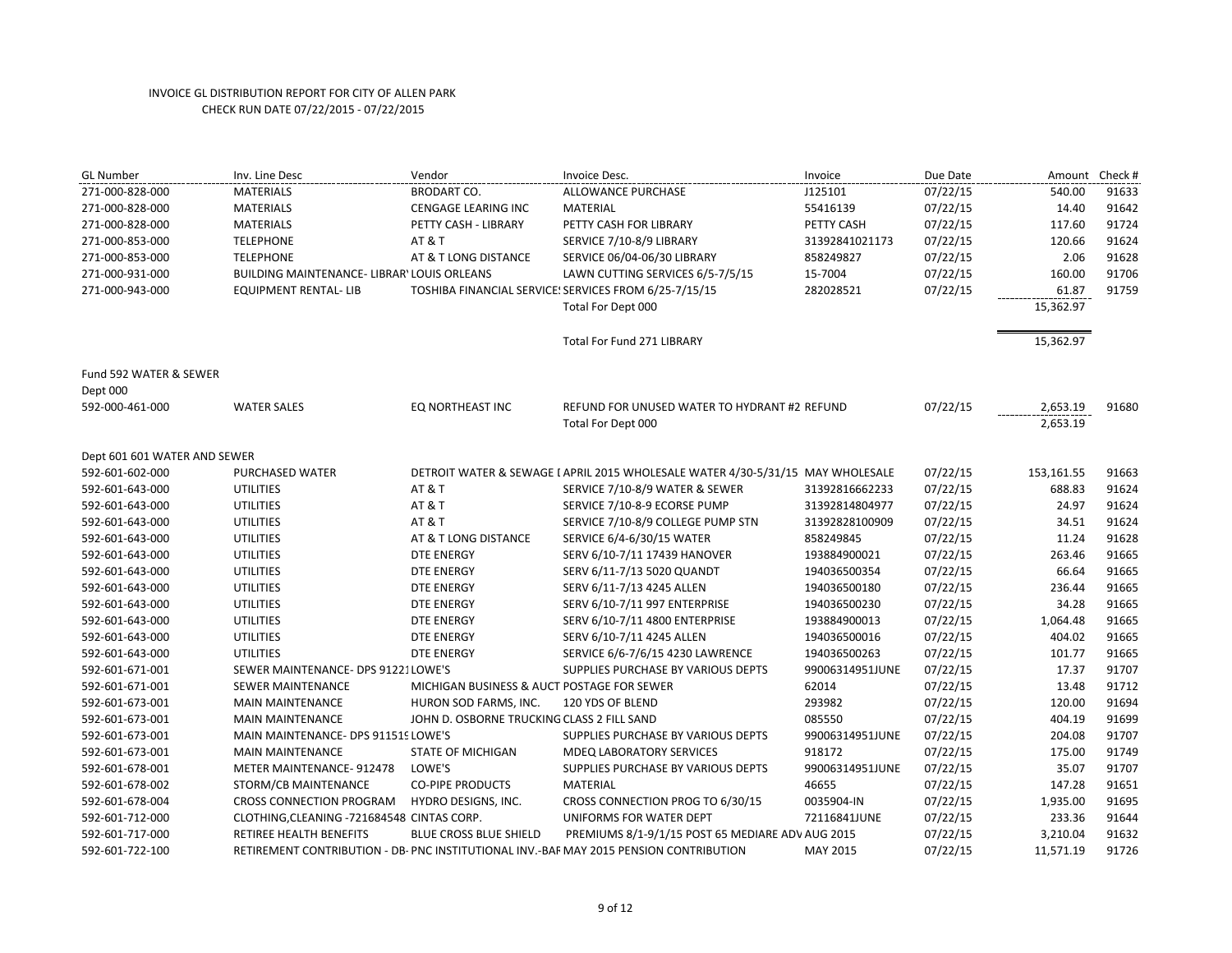INVOICE GL DISTRIBUTION REPORT FOR CITY OF ALLEN PARK
CHECK RUN DATE 07/22/2015 - 07/22/2015

| GL Number | Inv. Line Desc | Vendor | Invoice Desc. | Invoice | Due Date | Amount | Check # |
|---|---|---|---|---|---|---|---|
| 271-000-828-000 | MATERIALS | BRODART CO. | ALLOWANCE PURCHASE | J125101 | 07/22/15 | 540.00 | 91633 |
| 271-000-828-000 | MATERIALS | CENGAGE LEARING INC | MATERIAL | 55416139 | 07/22/15 | 14.40 | 91642 |
| 271-000-828-000 | MATERIALS | PETTY CASH - LIBRARY | PETTY CASH FOR LIBRARY | PETTY CASH | 07/22/15 | 117.60 | 91724 |
| 271-000-853-000 | TELEPHONE | AT & T | SERVICE 7/10-8/9 LIBRARY | 31392841021173 | 07/22/15 | 120.66 | 91624 |
| 271-000-853-000 | TELEPHONE | AT & T LONG DISTANCE | SERVICE 06/04-06/30 LIBRARY | 858249827 | 07/22/15 | 2.06 | 91628 |
| 271-000-931-000 | BUILDING MAINTENANCE- LIBRAR' | LOUIS ORLEANS | LAWN CUTTING SERVICES 6/5-7/5/15 | 15-7004 | 07/22/15 | 160.00 | 91706 |
| 271-000-943-000 | EQUIPMENT RENTAL- LIB | TOSHIBA FINANCIAL SERVICE! | SERVICES FROM 6/25-7/15/15 | 282028521 | 07/22/15 | 61.87 | 91759 |
| | | | Total For Dept 000 | | | 15,362.97 | |
| | | | Total For Fund 271 LIBRARY | | | 15,362.97 | |
| Fund 592 WATER & SEWER | | | | | | | |
| Dept 000 | | | | | | | |
| 592-000-461-000 | WATER SALES | EQ NORTHEAST INC | REFUND FOR UNUSED WATER TO HYDRANT #2 | REFUND | 07/22/15 | 2,653.19 | 91680 |
| | | | Total For Dept 000 | | | 2,653.19 | |
| Dept 601 601 WATER AND SEWER | | | | | | | |
| 592-601-602-000 | PURCHASED WATER | DETROIT WATER & SEWAGE I | APRIL 2015 WHOLESALE WATER 4/30-5/31/15 | MAY WHOLESALE | 07/22/15 | 153,161.55 | 91663 |
| 592-601-643-000 | UTILITIES | AT & T | SERVICE 7/10-8/9 WATER & SEWER | 31392816662233 | 07/22/15 | 688.83 | 91624 |
| 592-601-643-000 | UTILITIES | AT & T | SERVICE 7/10-8-9 ECORSE PUMP | 31392814804977 | 07/22/15 | 24.97 | 91624 |
| 592-601-643-000 | UTILITIES | AT & T | SERVICE 7/10-8/9 COLLEGE PUMP STN | 31392828100909 | 07/22/15 | 34.51 | 91624 |
| 592-601-643-000 | UTILITIES | AT & T LONG DISTANCE | SERVICE 6/4-6/30/15 WATER | 858249845 | 07/22/15 | 11.24 | 91628 |
| 592-601-643-000 | UTILITIES | DTE ENERGY | SERV 6/10-7/11 17439 HANOVER | 193884900021 | 07/22/15 | 263.46 | 91665 |
| 592-601-643-000 | UTILITIES | DTE ENERGY | SERV 6/11-7/13 5020 QUANDT | 194036500354 | 07/22/15 | 66.64 | 91665 |
| 592-601-643-000 | UTILITIES | DTE ENERGY | SERV 6/11-7/13 4245 ALLEN | 194036500180 | 07/22/15 | 236.44 | 91665 |
| 592-601-643-000 | UTILITIES | DTE ENERGY | SERV 6/10-7/11 997 ENTERPRISE | 194036500230 | 07/22/15 | 34.28 | 91665 |
| 592-601-643-000 | UTILITIES | DTE ENERGY | SERV 6/10-7/11 4800 ENTERPRISE | 193884900013 | 07/22/15 | 1,064.48 | 91665 |
| 592-601-643-000 | UTILITIES | DTE ENERGY | SERV 6/10-7/11 4245 ALLEN | 194036500016 | 07/22/15 | 404.02 | 91665 |
| 592-601-643-000 | UTILITIES | DTE ENERGY | SERVICE 6/6-7/6/15 4230 LAWRENCE | 194036500263 | 07/22/15 | 101.77 | 91665 |
| 592-601-671-001 | SEWER MAINTENANCE- DPS 91221 | LOWE'S | SUPPLIES PURCHASE BY VARIOUS DEPTS | 99006314951JUNE | 07/22/15 | 17.37 | 91707 |
| 592-601-671-001 | SEWER MAINTENANCE | MICHIGAN BUSINESS & AUCT | POSTAGE FOR SEWER | 62014 | 07/22/15 | 13.48 | 91712 |
| 592-601-673-001 | MAIN MAINTENANCE | HURON SOD FARMS, INC. | 120 YDS OF BLEND | 293982 | 07/22/15 | 120.00 | 91694 |
| 592-601-673-001 | MAIN MAINTENANCE | JOHN D. OSBORNE TRUCKING | CLASS 2 FILL SAND | 085550 | 07/22/15 | 404.19 | 91699 |
| 592-601-673-001 | MAIN MAINTENANCE- DPS 91151 | LOWE'S | SUPPLIES PURCHASE BY VARIOUS DEPTS | 99006314951JUNE | 07/22/15 | 204.08 | 91707 |
| 592-601-673-001 | MAIN MAINTENANCE | STATE OF MICHIGAN | MDEQ LABORATORY SERVICES | 918172 | 07/22/15 | 175.00 | 91749 |
| 592-601-678-001 | METER MAINTENANCE- 912478 | LOWE'S | SUPPLIES PURCHASE BY VARIOUS DEPTS | 99006314951JUNE | 07/22/15 | 35.07 | 91707 |
| 592-601-678-002 | STORM/CB MAINTENANCE | CO-PIPE PRODUCTS | MATERIAL | 46655 | 07/22/15 | 147.28 | 91651 |
| 592-601-678-004 | CROSS CONNECTION PROGRAM | HYDRO DESIGNS, INC. | CROSS CONNECTION PROG TO 6/30/15 | 0035904-IN | 07/22/15 | 1,935.00 | 91695 |
| 592-601-712-000 | CLOTHING,CLEANING -721684548 | CINTAS CORP. | UNIFORMS FOR WATER DEPT | 72116841JUNE | 07/22/15 | 233.36 | 91644 |
| 592-601-717-000 | RETIREE HEALTH BENEFITS | BLUE CROSS BLUE SHIELD | PREMIUMS 8/1-9/1/15 POST 65 MEDIARE ADV | AUG 2015 | 07/22/15 | 3,210.04 | 91632 |
| 592-601-722-100 | RETIREMENT CONTRIBUTION - DB- | PNC INSTITUTIONAL INV.-BAF | MAY 2015 PENSION CONTRIBUTION | MAY 2015 | 07/22/15 | 11,571.19 | 91726 |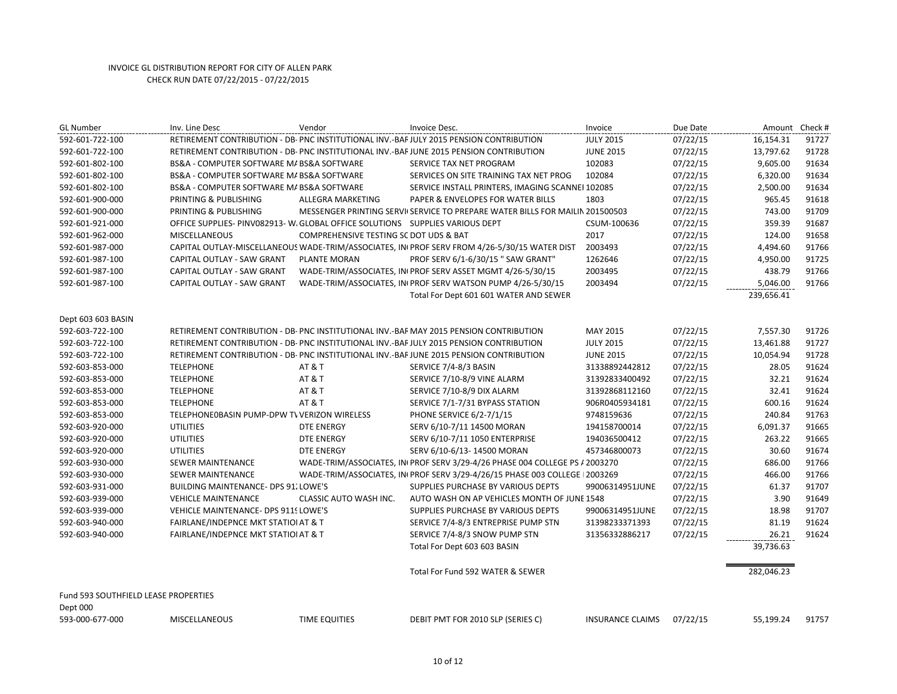INVOICE GL DISTRIBUTION REPORT FOR CITY OF ALLEN PARK
CHECK RUN DATE 07/22/2015 - 07/22/2015

| GL Number | Inv. Line Desc | Vendor | Invoice Desc. | Invoice | Due Date | Amount | Check # |
|---|---|---|---|---|---|---|---|
| 592-601-722-100 | RETIREMENT CONTRIBUTION - DB- | PNC INSTITUTIONAL INV.-BAF | JULY 2015 PENSION CONTRIBUTION | JULY 2015 | 07/22/15 | 16,154.31 | 91727 |
| 592-601-722-100 | RETIREMENT CONTRIBUTION - DB- | PNC INSTITUTIONAL INV.-BAF | JUNE 2015 PENSION CONTRIBUTION | JUNE 2015 | 07/22/15 | 13,797.62 | 91728 |
| 592-601-802-100 | BS&A - COMPUTER SOFTWARE MA | BS&A SOFTWARE | SERVICE TAX NET PROGRAM | 102083 | 07/22/15 | 9,605.00 | 91634 |
| 592-601-802-100 | BS&A - COMPUTER SOFTWARE MA | BS&A SOFTWARE | SERVICES ON SITE TRAINING TAX NET PROG | 102084 | 07/22/15 | 6,320.00 | 91634 |
| 592-601-802-100 | BS&A - COMPUTER SOFTWARE MA | BS&A SOFTWARE | SERVICE INSTALL PRINTERS, IMAGING SCANNEI | 102085 | 07/22/15 | 2,500.00 | 91634 |
| 592-601-900-000 | PRINTING & PUBLISHING | ALLEGRA MARKETING | PAPER & ENVELOPES FOR WATER BILLS | 1803 | 07/22/15 | 965.45 | 91618 |
| 592-601-900-000 | PRINTING & PUBLISHING | MESSENGER PRINTING SERVI | SERVICE TO PREPARE WATER BILLS FOR MAILIN | 201500503 | 07/22/15 | 743.00 | 91709 |
| 592-601-921-000 | OFFICE SUPPLIES- PINV082913- W | GLOBAL OFFICE SOLUTIONS | SUPPLIES VARIOUS DEPT | CSUM-100636 | 07/22/15 | 359.39 | 91687 |
| 592-601-962-000 | MISCELLANEOUS | COMPREHENSIVE TESTING SC | DOT UDS & BAT | 2017 | 07/22/15 | 124.00 | 91658 |
| 592-601-987-000 | CAPITAL OUTLAY-MISCELLANEOUS | WADE-TRIM/ASSOCIATES, IN | PROF SERV FROM 4/26-5/30/15 WATER DIST | 2003493 | 07/22/15 | 4,494.60 | 91766 |
| 592-601-987-100 | CAPITAL OUTLAY - SAW GRANT | PLANTE MORAN | PROF SERV 6/1-6/30/15 " SAW GRANT" | 1262646 | 07/22/15 | 4,950.00 | 91725 |
| 592-601-987-100 | CAPITAL OUTLAY - SAW GRANT | WADE-TRIM/ASSOCIATES, IN | PROF SERV ASSET MGMT 4/26-5/30/15 | 2003495 | 07/22/15 | 438.79 | 91766 |
| 592-601-987-100 | CAPITAL OUTLAY - SAW GRANT | WADE-TRIM/ASSOCIATES, IN | PROF SERV WATSON PUMP 4/26-5/30/15 | 2003494 | 07/22/15 | 5,046.00 | 91766 |
| | | | Total For Dept 601 601 WATER AND SEWER | | | 239,656.41 | |
| Dept 603 603 BASIN | | | | | | | |
| 592-603-722-100 | RETIREMENT CONTRIBUTION - DB- | PNC INSTITUTIONAL INV.-BAF | MAY 2015 PENSION CONTRIBUTION | MAY 2015 | 07/22/15 | 7,557.30 | 91726 |
| 592-603-722-100 | RETIREMENT CONTRIBUTION - DB- | PNC INSTITUTIONAL INV.-BAF | JULY 2015 PENSION CONTRIBUTION | JULY 2015 | 07/22/15 | 13,461.88 | 91727 |
| 592-603-722-100 | RETIREMENT CONTRIBUTION - DB- | PNC INSTITUTIONAL INV.-BAF | JUNE 2015 PENSION CONTRIBUTION | JUNE 2015 | 07/22/15 | 10,054.94 | 91728 |
| 592-603-853-000 | TELEPHONE | AT & T | SERVICE 7/4-8/3 BASIN | 31338892442812 | 07/22/15 | 28.05 | 91624 |
| 592-603-853-000 | TELEPHONE | AT & T | SERVICE 7/10-8/9 VINE ALARM | 31392833400492 | 07/22/15 | 32.21 | 91624 |
| 592-603-853-000 | TELEPHONE | AT & T | SERVICE 7/10-8/9 DIX ALARM | 31392868112160 | 07/22/15 | 32.41 | 91624 |
| 592-603-853-000 | TELEPHONE | AT & T | SERVICE 7/1-7/31 BYPASS STATION | 906R0405934181 | 07/22/15 | 600.16 | 91624 |
| 592-603-853-000 | TELEPHONE0BASIN PUMP-DPW TV | VERIZON WIRELESS | PHONE SERVICE 6/2-7/1/15 | 9748159636 | 07/22/15 | 240.84 | 91763 |
| 592-603-920-000 | UTILITIES | DTE ENERGY | SERV 6/10-7/11 14500 MORAN | 194158700014 | 07/22/15 | 6,091.37 | 91665 |
| 592-603-920-000 | UTILITIES | DTE ENERGY | SERV 6/10-7/11 1050 ENTERPRISE | 194036500412 | 07/22/15 | 263.22 | 91665 |
| 592-603-920-000 | UTILITIES | DTE ENERGY | SERV 6/10-6/13- 14500 MORAN | 457346800073 | 07/22/15 | 30.60 | 91674 |
| 592-603-930-000 | SEWER MAINTENANCE | WADE-TRIM/ASSOCIATES, IN | PROF SERV 3/29-4/26 PHASE 004 COLLEGE PS / | 2003270 | 07/22/15 | 686.00 | 91766 |
| 592-603-930-000 | SEWER MAINTENANCE | WADE-TRIM/ASSOCIATES, IN | PROF SERV 3/29-4/26/15 PHASE 003 COLLEGE I | 2003269 | 07/22/15 | 466.00 | 91766 |
| 592-603-931-000 | BUILDING MAINTENANCE- DPS 91. | LOWE'S | SUPPLIES PURCHASE BY VARIOUS DEPTS | 99006314951JUNE | 07/22/15 | 61.37 | 91707 |
| 592-603-939-000 | VEHICLE MAINTENANCE | CLASSIC AUTO WASH INC. | AUTO WASH ON AP VEHICLES MONTH OF JUNE | 1548 | 07/22/15 | 3.90 | 91649 |
| 592-603-939-000 | VEHICLE MAINTENANCE- DPS 911 | LOWE'S | SUPPLIES PURCHASE BY VARIOUS DEPTS | 99006314951JUNE | 07/22/15 | 18.98 | 91707 |
| 592-603-940-000 | FAIRLANE/INDEPNCE MKT STATIO | AT & T | SERVICE 7/4-8/3 ENTREPRISE PUMP STN | 31398233371393 | 07/22/15 | 81.19 | 91624 |
| 592-603-940-000 | FAIRLANE/INDEPNCE MKT STATIO | AT & T | SERVICE 7/4-8/3 SNOW PUMP STN | 31356332886217 | 07/22/15 | 26.21 | 91624 |
| | | | Total For Dept 603 603 BASIN | | | 39,736.63 | |
| | | | Total For Fund 592 WATER & SEWER | | | 282,046.23 | |
| Fund 593 SOUTHFIELD LEASE PROPERTIES | | | | | | | |
| Dept 000 | | | | | | | |
| 593-000-677-000 | MISCELLANEOUS | TIME EQUITIES | DEBIT PMT FOR 2010 SLP (SERIES C) | INSURANCE CLAIMS | 07/22/15 | 55,199.24 | 91757 |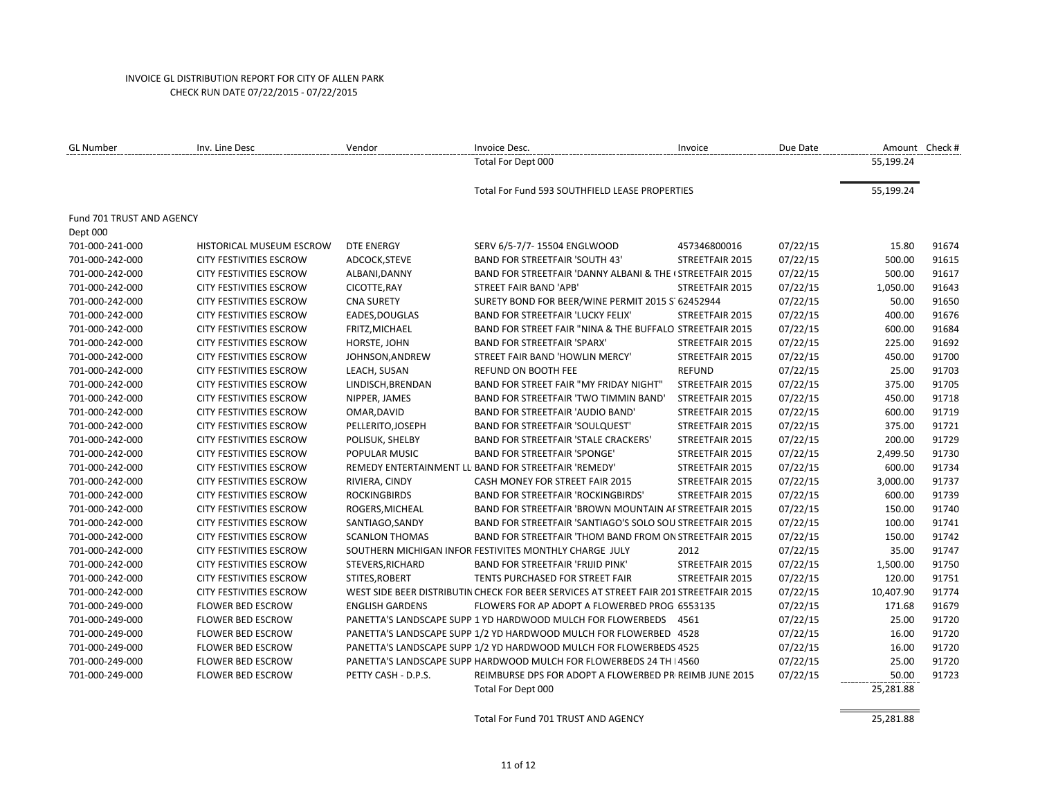INVOICE GL DISTRIBUTION REPORT FOR CITY OF ALLEN PARK
CHECK RUN DATE 07/22/2015 - 07/22/2015

| GL Number | Inv. Line Desc | Vendor | Invoice Desc. | Invoice | Due Date | Amount | Check # |
|---|---|---|---|---|---|---|---|
| | | | Total For Dept 000 | | | 55,199.24 | |
| | | | Total For Fund 593 SOUTHFIELD LEASE PROPERTIES | | | 55,199.24 | |
| Fund 701 TRUST AND AGENCY | | | | | | | |
| Dept 000 | | | | | | | |
| 701-000-241-000 | HISTORICAL MUSEUM ESCROW | DTE ENERGY | SERV 6/5-7/7- 15504 ENGLWOOD | 457346800016 | 07/22/15 | 15.80 | 91674 |
| 701-000-242-000 | CITY FESTIVITIES ESCROW | ADCOCK,STEVE | BAND FOR STREETFAIR 'SOUTH 43' | STREETFAIR 2015 | 07/22/15 | 500.00 | 91615 |
| 701-000-242-000 | CITY FESTIVITIES ESCROW | ALBANI,DANNY | BAND FOR STREETFAIR 'DANNY ALBANI & THE ( | STREETFAIR 2015 | 07/22/15 | 500.00 | 91617 |
| 701-000-242-000 | CITY FESTIVITIES ESCROW | CICOTTE,RAY | STREET FAIR BAND 'APB' | STREETFAIR 2015 | 07/22/15 | 1,050.00 | 91643 |
| 701-000-242-000 | CITY FESTIVITIES ESCROW | CNA SURETY | SURETY BOND FOR BEER/WINE PERMIT 2015 S | 62452944 | 07/22/15 | 50.00 | 91650 |
| 701-000-242-000 | CITY FESTIVITIES ESCROW | EADES,DOUGLAS | BAND FOR STREETFAIR 'LUCKY FELIX' | STREETFAIR 2015 | 07/22/15 | 400.00 | 91676 |
| 701-000-242-000 | CITY FESTIVITIES ESCROW | FRITZ,MICHAEL | BAND FOR STREET FAIR "NINA & THE BUFFALO | STREETFAIR 2015 | 07/22/15 | 600.00 | 91684 |
| 701-000-242-000 | CITY FESTIVITIES ESCROW | HORSTE, JOHN | BAND FOR STREETFAIR 'SPARX' | STREETFAIR 2015 | 07/22/15 | 225.00 | 91692 |
| 701-000-242-000 | CITY FESTIVITIES ESCROW | JOHNSON,ANDREW | STREET FAIR BAND 'HOWLIN MERCY' | STREETFAIR 2015 | 07/22/15 | 450.00 | 91700 |
| 701-000-242-000 | CITY FESTIVITIES ESCROW | LEACH, SUSAN | REFUND ON BOOTH FEE | REFUND | 07/22/15 | 25.00 | 91703 |
| 701-000-242-000 | CITY FESTIVITIES ESCROW | LINDISCH,BRENDAN | BAND FOR STREET FAIR "MY FRIDAY NIGHT" | STREETFAIR 2015 | 07/22/15 | 375.00 | 91705 |
| 701-000-242-000 | CITY FESTIVITIES ESCROW | NIPPER, JAMES | BAND FOR STREETFAIR 'TWO TIMMIN BAND' | STREETFAIR 2015 | 07/22/15 | 450.00 | 91718 |
| 701-000-242-000 | CITY FESTIVITIES ESCROW | OMAR,DAVID | BAND FOR STREETFAIR 'AUDIO BAND' | STREETFAIR 2015 | 07/22/15 | 600.00 | 91719 |
| 701-000-242-000 | CITY FESTIVITIES ESCROW | PELLERITO,JOSEPH | BAND FOR STREETFAIR 'SOULQUEST' | STREETFAIR 2015 | 07/22/15 | 375.00 | 91721 |
| 701-000-242-000 | CITY FESTIVITIES ESCROW | POLISUK, SHELBY | BAND FOR STREETFAIR 'STALE CRACKERS' | STREETFAIR 2015 | 07/22/15 | 200.00 | 91729 |
| 701-000-242-000 | CITY FESTIVITIES ESCROW | POPULAR MUSIC | BAND FOR STREETFAIR 'SPONGE' | STREETFAIR 2015 | 07/22/15 | 2,499.50 | 91730 |
| 701-000-242-000 | CITY FESTIVITIES ESCROW | REMEDY ENTERTAINMENT LL | BAND FOR STREETFAIR 'REMEDY' | STREETFAIR 2015 | 07/22/15 | 600.00 | 91734 |
| 701-000-242-000 | CITY FESTIVITIES ESCROW | RIVIERA, CINDY | CASH MONEY FOR STREET FAIR 2015 | STREETFAIR 2015 | 07/22/15 | 3,000.00 | 91737 |
| 701-000-242-000 | CITY FESTIVITIES ESCROW | ROCKINGBIRDS | BAND FOR STREETFAIR 'ROCKINGBIRDS' | STREETFAIR 2015 | 07/22/15 | 600.00 | 91739 |
| 701-000-242-000 | CITY FESTIVITIES ESCROW | ROGERS,MICHEAL | BAND FOR STREETFAIR 'BROWN MOUNTAIN AI | STREETFAIR 2015 | 07/22/15 | 150.00 | 91740 |
| 701-000-242-000 | CITY FESTIVITIES ESCROW | SANTIAGO,SANDY | BAND FOR STREETFAIR 'SANTIAGO'S SOLO SOU | STREETFAIR 2015 | 07/22/15 | 100.00 | 91741 |
| 701-000-242-000 | CITY FESTIVITIES ESCROW | SCANLON THOMAS | BAND FOR STREETFAIR 'THOM BAND FROM ON | STREETFAIR 2015 | 07/22/15 | 150.00 | 91742 |
| 701-000-242-000 | CITY FESTIVITIES ESCROW | SOUTHERN MICHIGAN INFOR | FESTIVITES MONTHLY CHARGE JULY | 2012 | 07/22/15 | 35.00 | 91747 |
| 701-000-242-000 | CITY FESTIVITIES ESCROW | STEVERS,RICHARD | BAND FOR STREETFAIR 'FRIJID PINK' | STREETFAIR 2015 | 07/22/15 | 1,500.00 | 91750 |
| 701-000-242-000 | CITY FESTIVITIES ESCROW | STITES,ROBERT | TENTS PURCHASED FOR STREET FAIR | STREETFAIR 2015 | 07/22/15 | 120.00 | 91751 |
| 701-000-242-000 | CITY FESTIVITIES ESCROW | WEST SIDE BEER DISTRIBUTIN | CHECK FOR BEER SERVICES AT STREET FAIR 201 | STREETFAIR 2015 | 07/22/15 | 10,407.90 | 91774 |
| 701-000-249-000 | FLOWER BED ESCROW | ENGLISH GARDENS | FLOWERS FOR AP ADOPT A FLOWERBED PROG | 6553135 | 07/22/15 | 171.68 | 91679 |
| 701-000-249-000 | FLOWER BED ESCROW | PANETTA'S LANDSCAPE SUPP | 1 YD HARDWOOD MULCH FOR FLOWERBEDS | 4561 | 07/22/15 | 25.00 | 91720 |
| 701-000-249-000 | FLOWER BED ESCROW | PANETTA'S LANDSCAPE SUPP | 1/2 YD HARDWOOD MULCH FOR FLOWERBED | 4528 | 07/22/15 | 16.00 | 91720 |
| 701-000-249-000 | FLOWER BED ESCROW | PANETTA'S LANDSCAPE SUPP | 1/2 YD HARDWOOD MULCH FOR FLOWERBEDS | 4525 | 07/22/15 | 16.00 | 91720 |
| 701-000-249-000 | FLOWER BED ESCROW | PANETTA'S LANDSCAPE SUPP | HARDWOOD MULCH FOR FLOWERBEDS 24 TH I | 4560 | 07/22/15 | 25.00 | 91720 |
| 701-000-249-000 | FLOWER BED ESCROW | PETTY CASH - D.P.S. | REIMBURSE DPS FOR ADOPT A FLOWERBED PR | REIMB JUNE 2015 | 07/22/15 | 50.00 | 91723 |
| | | | Total For Dept 000 | | | 25,281.88 | |
| | | | Total For Fund 701 TRUST AND AGENCY | | | 25,281.88 | |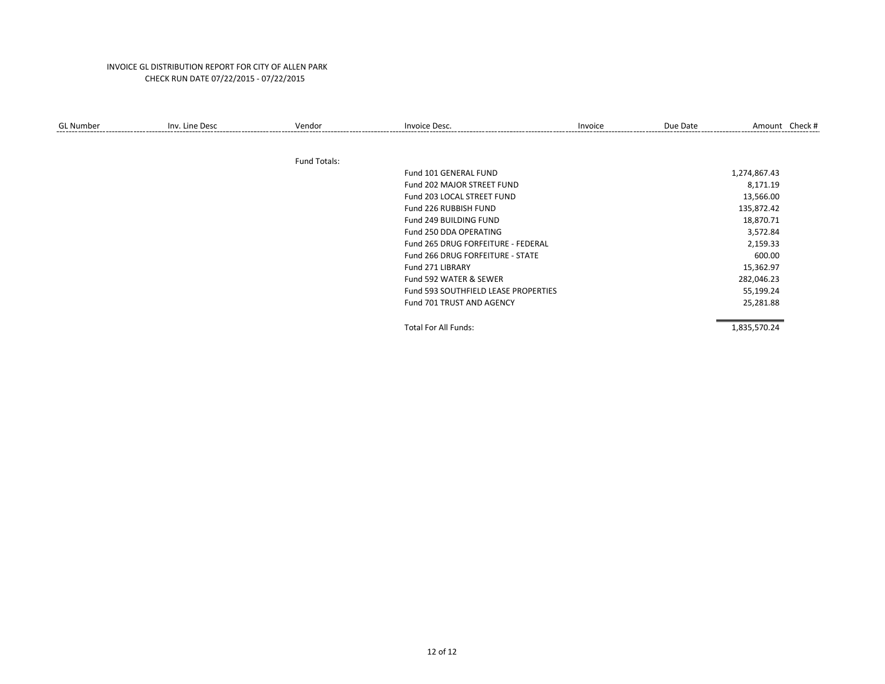INVOICE GL DISTRIBUTION REPORT FOR CITY OF ALLEN PARK
CHECK RUN DATE 07/22/2015 - 07/22/2015

| GL Number | Inv. Line Desc | Vendor | Invoice Desc. | Invoice | Due Date | Amount | Check # |
|---|---|---|---|---|---|---|---|
| | | Fund Totals: | | | | | |
| | | | Fund 101 GENERAL FUND | | | 1,274,867.43 | |
| | | | Fund 202 MAJOR STREET FUND | | | 8,171.19 | |
| | | | Fund 203 LOCAL STREET FUND | | | 13,566.00 | |
| | | | Fund 226 RUBBISH FUND | | | 135,872.42 | |
| | | | Fund 249 BUILDING FUND | | | 18,870.71 | |
| | | | Fund 250 DDA OPERATING | | | 3,572.84 | |
| | | | Fund 265 DRUG FORFEITURE - FEDERAL | | | 2,159.33 | |
| | | | Fund 266 DRUG FORFEITURE - STATE | | | 600.00 | |
| | | | Fund 271 LIBRARY | | | 15,362.97 | |
| | | | Fund 592 WATER & SEWER | | | 282,046.23 | |
| | | | Fund 593 SOUTHFIELD LEASE PROPERTIES | | | 55,199.24 | |
| | | | Fund 701 TRUST AND AGENCY | | | 25,281.88 | |
| | | | Total For All Funds: | | | 1,835,570.24 | |